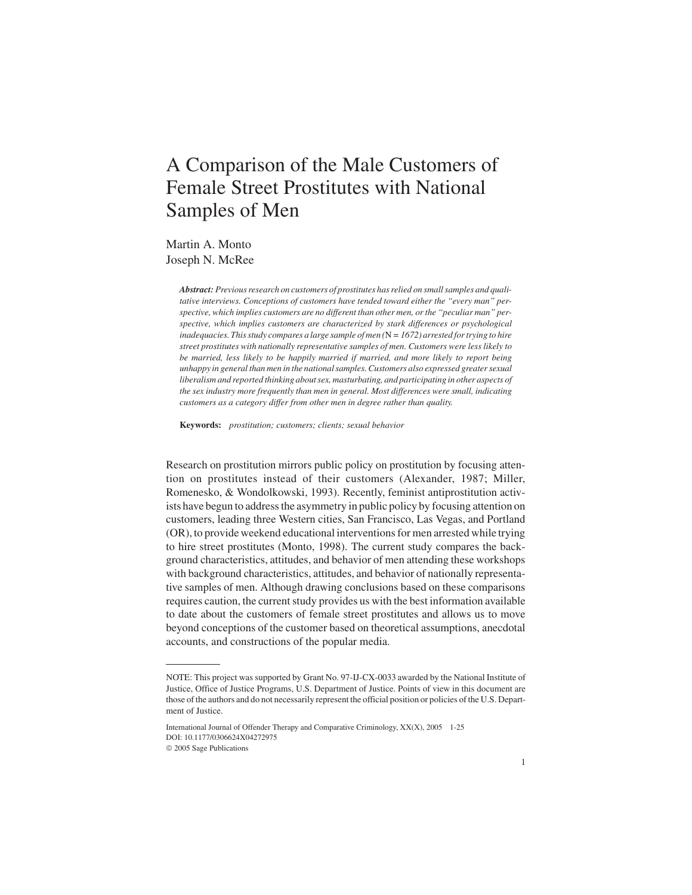# A Comparison of the Male Customers of Female Street Prostitutes with National Samples of Men

Martin A. Monto
Joseph N. McRee

***Abstract:*** *Previous research on customers of prostitutes has relied on small samples and qualitative interviews. Conceptions of customers have tended toward either the "every man" perspective, which implies customers are no different than other men, or the "peculiar man" perspective, which implies customers are characterized by stark differences or psychological inadequacies. This study compares a large sample of men (*N *= 1672) arrested for trying to hire street prostitutes with nationally representative samples of men. Customers were less likely to be married, less likely to be happily married if married, and more likely to report being unhappy in general than men in the national samples. Customers also expressed greater sexual liberalism and reported thinking about sex, masturbating, and participating in other aspects of the sex industry more frequently than men in general. Most differences were small, indicating customers as a category differ from other men in degree rather than quality.*

**Keywords:** *prostitution; customers; clients; sexual behavior*

Research on prostitution mirrors public policy on prostitution by focusing attention on prostitutes instead of their customers (Alexander, 1987; Miller, Romenesko, & Wondolkowski, 1993). Recently, feminist antiprostitution activists have begun to address the asymmetry in public policy by focusing attention on customers, leading three Western cities, San Francisco, Las Vegas, and Portland (OR), to provide weekend educational interventions for men arrested while trying to hire street prostitutes (Monto, 1998). The current study compares the background characteristics, attitudes, and behavior of men attending these workshops with background characteristics, attitudes, and behavior of nationally representative samples of men. Although drawing conclusions based on these comparisons requires caution, the current study provides us with the best information available to date about the customers of female street prostitutes and allows us to move beyond conceptions of the customer based on theoretical assumptions, anecdotal accounts, and constructions of the popular media.

---

NOTE: This project was supported by Grant No. 97-IJ-CX-0033 awarded by the National Institute of Justice, Office of Justice Programs, U.S. Department of Justice. Points of view in this document are those of the authors and do not necessarily represent the official position or policies of the U.S. Department of Justice.

International Journal of Offender Therapy and Comparative Criminology, XX(X), 2005 1-25
DOI: 10.1177/0306624X04272975
© 2005 Sage Publications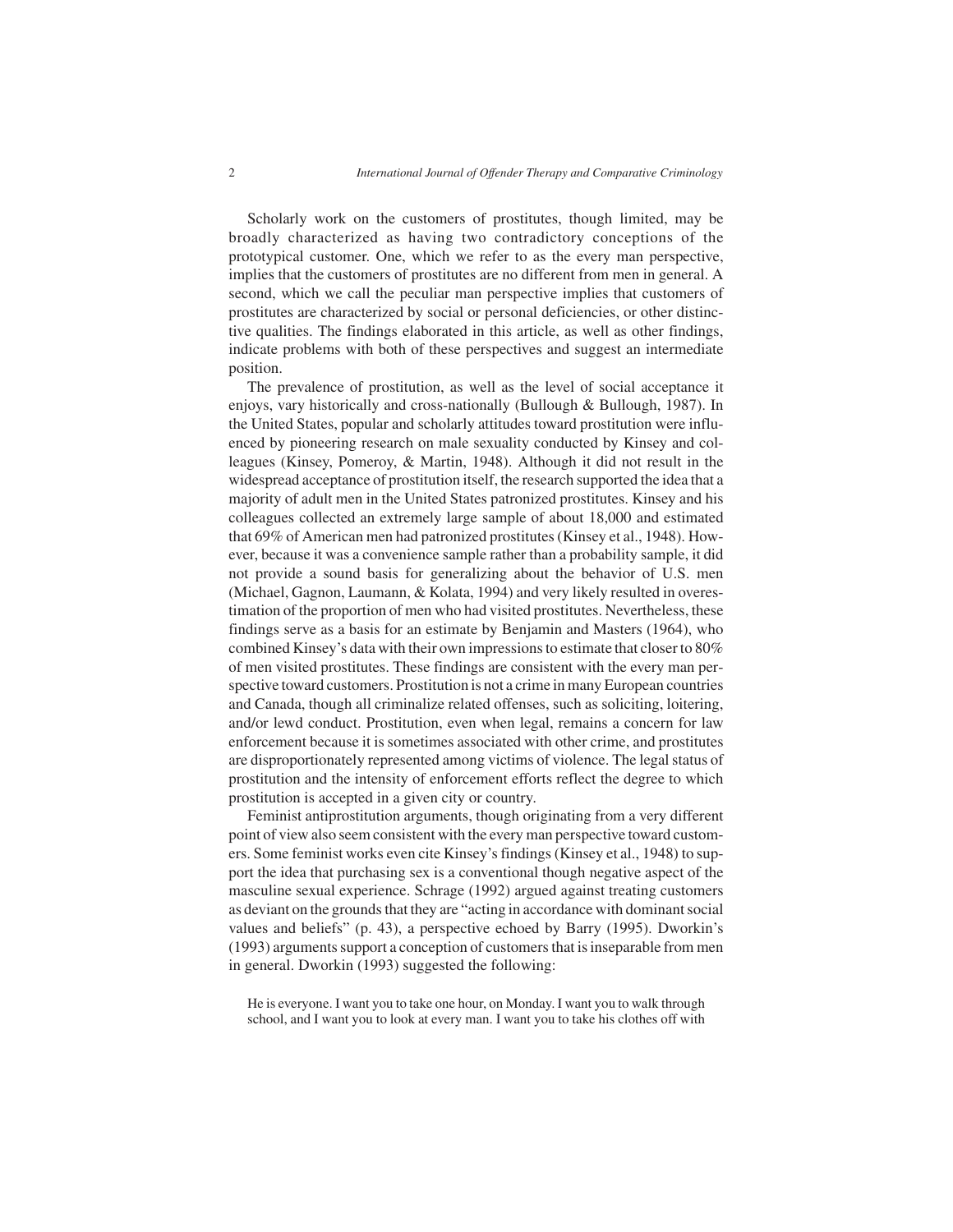Scholarly work on the customers of prostitutes, though limited, may be broadly characterized as having two contradictory conceptions of the prototypical customer. One, which we refer to as the every man perspective, implies that the customers of prostitutes are no different from men in general. A second, which we call the peculiar man perspective implies that customers of prostitutes are characterized by social or personal deficiencies, or other distinctive qualities. The findings elaborated in this article, as well as other findings, indicate problems with both of these perspectives and suggest an intermediate position.

The prevalence of prostitution, as well as the level of social acceptance it enjoys, vary historically and cross-nationally (Bullough & Bullough, 1987). In the United States, popular and scholarly attitudes toward prostitution were influenced by pioneering research on male sexuality conducted by Kinsey and colleagues (Kinsey, Pomeroy, & Martin, 1948). Although it did not result in the widespread acceptance of prostitution itself, the research supported the idea that a majority of adult men in the United States patronized prostitutes. Kinsey and his colleagues collected an extremely large sample of about 18,000 and estimated that 69% of American men had patronized prostitutes (Kinsey et al., 1948). However, because it was a convenience sample rather than a probability sample, it did not provide a sound basis for generalizing about the behavior of U.S. men (Michael, Gagnon, Laumann, & Kolata, 1994) and very likely resulted in overestimation of the proportion of men who had visited prostitutes. Nevertheless, these findings serve as a basis for an estimate by Benjamin and Masters (1964), who combined Kinsey's data with their own impressions to estimate that closer to 80% of men visited prostitutes. These findings are consistent with the every man perspective toward customers. Prostitution is not a crime in many European countries and Canada, though all criminalize related offenses, such as soliciting, loitering, and/or lewd conduct. Prostitution, even when legal, remains a concern for law enforcement because it is sometimes associated with other crime, and prostitutes are disproportionately represented among victims of violence. The legal status of prostitution and the intensity of enforcement efforts reflect the degree to which prostitution is accepted in a given city or country.

Feminist antiprostitution arguments, though originating from a very different point of view also seem consistent with the every man perspective toward customers. Some feminist works even cite Kinsey's findings (Kinsey et al., 1948) to support the idea that purchasing sex is a conventional though negative aspect of the masculine sexual experience. Schrage (1992) argued against treating customers as deviant on the grounds that they are "acting in accordance with dominant social values and beliefs" (p. 43), a perspective echoed by Barry (1995). Dworkin's (1993) arguments support a conception of customers that is inseparable from men in general. Dworkin (1993) suggested the following:

> He is everyone. I want you to take one hour, on Monday. I want you to walk through school, and I want you to look at every man. I want you to take his clothes off with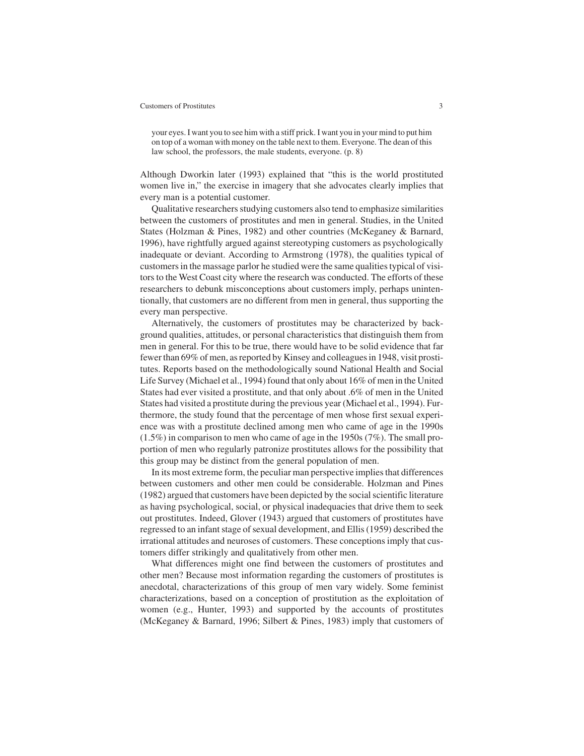> your eyes. I want you to see him with a stiff prick. I want you in your mind to put him on top of a woman with money on the table next to them. Everyone. The dean of this law school, the professors, the male students, everyone. (p. 8)

Although Dworkin later (1993) explained that "this is the world prostituted women live in," the exercise in imagery that she advocates clearly implies that every man is a potential customer.

Qualitative researchers studying customers also tend to emphasize similarities between the customers of prostitutes and men in general. Studies, in the United States (Holzman & Pines, 1982) and other countries (McKeganey & Barnard, 1996), have rightfully argued against stereotyping customers as psychologically inadequate or deviant. According to Armstrong (1978), the qualities typical of customers in the massage parlor he studied were the same qualities typical of visitors to the West Coast city where the research was conducted. The efforts of these researchers to debunk misconceptions about customers imply, perhaps unintentionally, that customers are no different from men in general, thus supporting the every man perspective.

Alternatively, the customers of prostitutes may be characterized by background qualities, attitudes, or personal characteristics that distinguish them from men in general. For this to be true, there would have to be solid evidence that far fewer than 69% of men, as reported by Kinsey and colleagues in 1948, visit prostitutes. Reports based on the methodologically sound National Health and Social Life Survey (Michael et al., 1994) found that only about 16% of men in the United States had ever visited a prostitute, and that only about .6% of men in the United States had visited a prostitute during the previous year (Michael et al., 1994). Furthermore, the study found that the percentage of men whose first sexual experience was with a prostitute declined among men who came of age in the 1990s (1.5%) in comparison to men who came of age in the 1950s (7%). The small proportion of men who regularly patronize prostitutes allows for the possibility that this group may be distinct from the general population of men.

In its most extreme form, the peculiar man perspective implies that differences between customers and other men could be considerable. Holzman and Pines (1982) argued that customers have been depicted by the social scientific literature as having psychological, social, or physical inadequacies that drive them to seek out prostitutes. Indeed, Glover (1943) argued that customers of prostitutes have regressed to an infant stage of sexual development, and Ellis (1959) described the irrational attitudes and neuroses of customers. These conceptions imply that customers differ strikingly and qualitatively from other men.

What differences might one find between the customers of prostitutes and other men? Because most information regarding the customers of prostitutes is anecdotal, characterizations of this group of men vary widely. Some feminist characterizations, based on a conception of prostitution as the exploitation of women (e.g., Hunter, 1993) and supported by the accounts of prostitutes (McKeganey & Barnard, 1996; Silbert & Pines, 1983) imply that customers of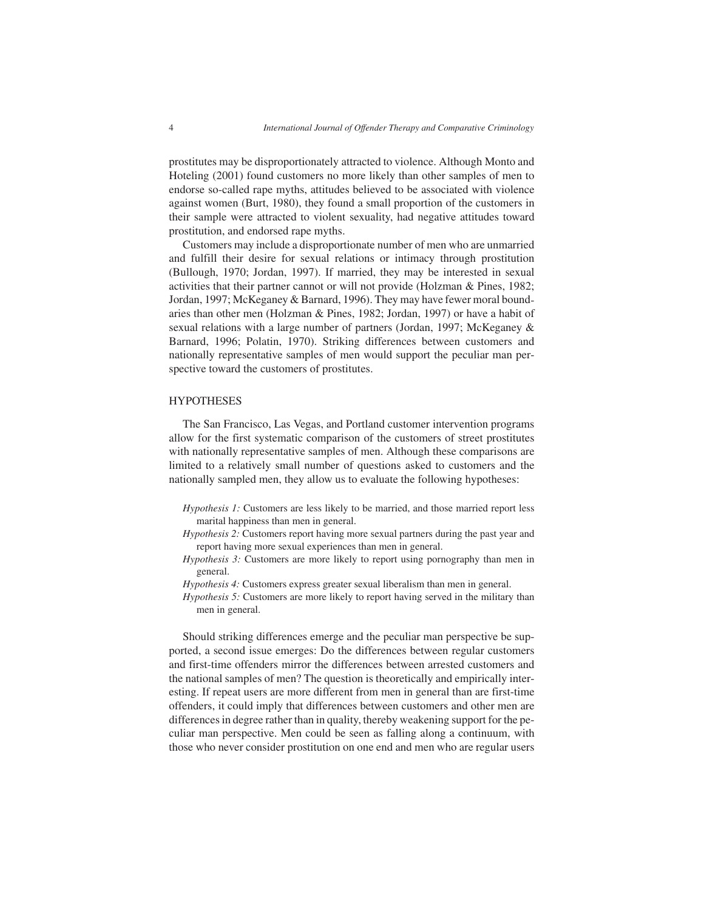prostitutes may be disproportionately attracted to violence. Although Monto and Hoteling (2001) found customers no more likely than other samples of men to endorse so-called rape myths, attitudes believed to be associated with violence against women (Burt, 1980), they found a small proportion of the customers in their sample were attracted to violent sexuality, had negative attitudes toward prostitution, and endorsed rape myths.

Customers may include a disproportionate number of men who are unmarried and fulfill their desire for sexual relations or intimacy through prostitution (Bullough, 1970; Jordan, 1997). If married, they may be interested in sexual activities that their partner cannot or will not provide (Holzman & Pines, 1982; Jordan, 1997; McKeganey & Barnard, 1996). They may have fewer moral boundaries than other men (Holzman & Pines, 1982; Jordan, 1997) or have a habit of sexual relations with a large number of partners (Jordan, 1997; McKeganey & Barnard, 1996; Polatin, 1970). Striking differences between customers and nationally representative samples of men would support the peculiar man perspective toward the customers of prostitutes.

## HYPOTHESES

The San Francisco, Las Vegas, and Portland customer intervention programs allow for the first systematic comparison of the customers of street prostitutes with nationally representative samples of men. Although these comparisons are limited to a relatively small number of questions asked to customers and the nationally sampled men, they allow us to evaluate the following hypotheses:

- *Hypothesis 1:* Customers are less likely to be married, and those married report less marital happiness than men in general.
- *Hypothesis 2:* Customers report having more sexual partners during the past year and report having more sexual experiences than men in general.
- *Hypothesis 3:* Customers are more likely to report using pornography than men in general.
- *Hypothesis 4:* Customers express greater sexual liberalism than men in general.
- *Hypothesis 5:* Customers are more likely to report having served in the military than men in general.

Should striking differences emerge and the peculiar man perspective be supported, a second issue emerges: Do the differences between regular customers and first-time offenders mirror the differences between arrested customers and the national samples of men? The question is theoretically and empirically interesting. If repeat users are more different from men in general than are first-time offenders, it could imply that differences between customers and other men are differences in degree rather than in quality, thereby weakening support for the peculiar man perspective. Men could be seen as falling along a continuum, with those who never consider prostitution on one end and men who are regular users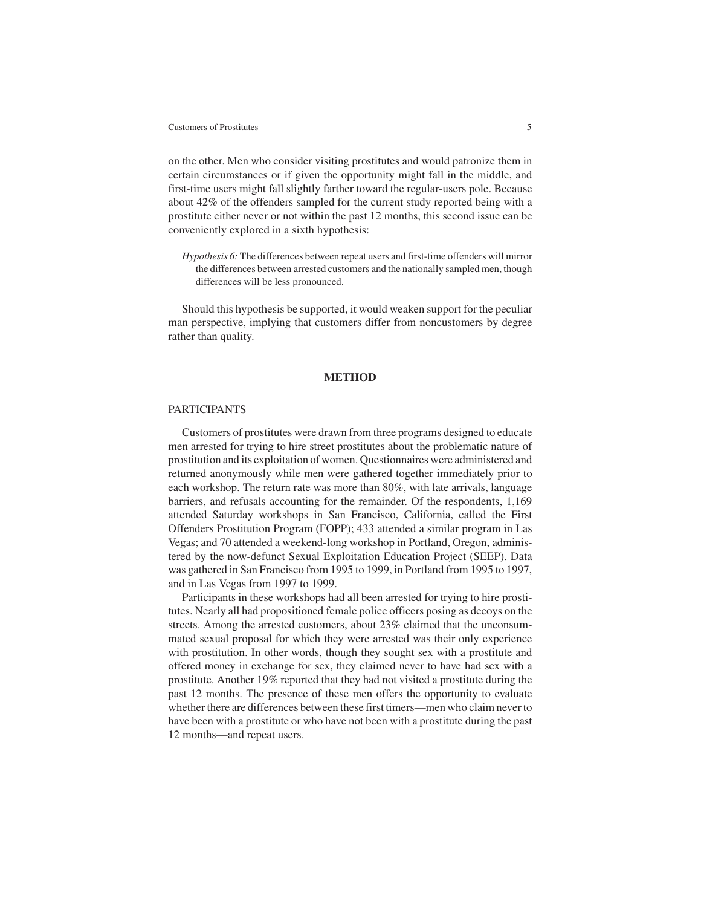on the other. Men who consider visiting prostitutes and would patronize them in certain circumstances or if given the opportunity might fall in the middle, and first-time users might fall slightly farther toward the regular-users pole. Because about 42% of the offenders sampled for the current study reported being with a prostitute either never or not within the past 12 months, this second issue can be conveniently explored in a sixth hypothesis:

> *Hypothesis 6:* The differences between repeat users and first-time offenders will mirror the differences between arrested customers and the nationally sampled men, though differences will be less pronounced.

Should this hypothesis be supported, it would weaken support for the peculiar man perspective, implying that customers differ from noncustomers by degree rather than quality.

## METHOD

### PARTICIPANTS

Customers of prostitutes were drawn from three programs designed to educate men arrested for trying to hire street prostitutes about the problematic nature of prostitution and its exploitation of women. Questionnaires were administered and returned anonymously while men were gathered together immediately prior to each workshop. The return rate was more than 80%, with late arrivals, language barriers, and refusals accounting for the remainder. Of the respondents, 1,169 attended Saturday workshops in San Francisco, California, called the First Offenders Prostitution Program (FOPP); 433 attended a similar program in Las Vegas; and 70 attended a weekend-long workshop in Portland, Oregon, administered by the now-defunct Sexual Exploitation Education Project (SEEP). Data was gathered in San Francisco from 1995 to 1999, in Portland from 1995 to 1997, and in Las Vegas from 1997 to 1999.

Participants in these workshops had all been arrested for trying to hire prostitutes. Nearly all had propositioned female police officers posing as decoys on the streets. Among the arrested customers, about 23% claimed that the unconsummated sexual proposal for which they were arrested was their only experience with prostitution. In other words, though they sought sex with a prostitute and offered money in exchange for sex, they claimed never to have had sex with a prostitute. Another 19% reported that they had not visited a prostitute during the past 12 months. The presence of these men offers the opportunity to evaluate whether there are differences between these first timers—men who claim never to have been with a prostitute or who have not been with a prostitute during the past 12 months—and repeat users.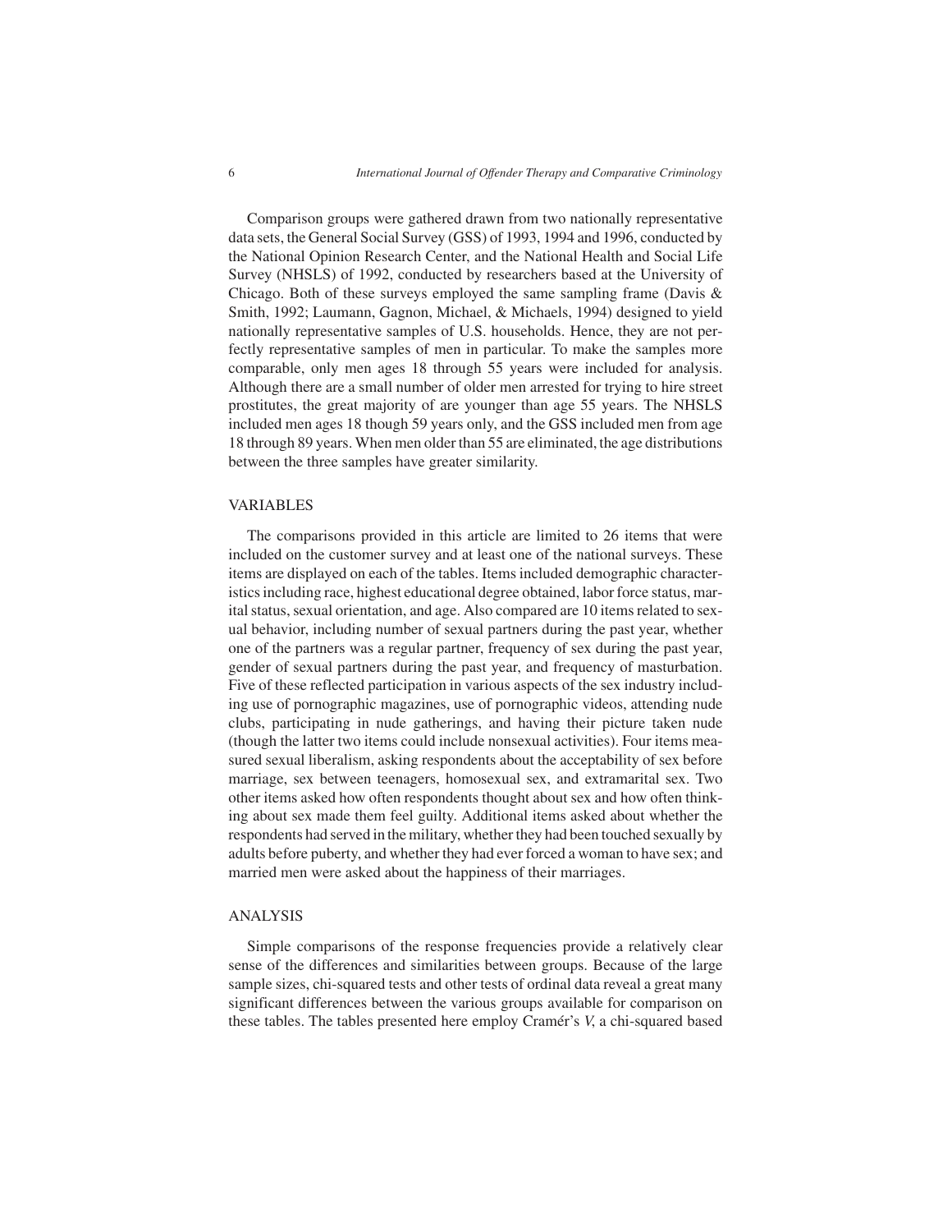Comparison groups were gathered drawn from two nationally representative data sets, the General Social Survey (GSS) of 1993, 1994 and 1996, conducted by the National Opinion Research Center, and the National Health and Social Life Survey (NHSLS) of 1992, conducted by researchers based at the University of Chicago. Both of these surveys employed the same sampling frame (Davis & Smith, 1992; Laumann, Gagnon, Michael, & Michaels, 1994) designed to yield nationally representative samples of U.S. households. Hence, they are not perfectly representative samples of men in particular. To make the samples more comparable, only men ages 18 through 55 years were included for analysis. Although there are a small number of older men arrested for trying to hire street prostitutes, the great majority of are younger than age 55 years. The NHSLS included men ages 18 though 59 years only, and the GSS included men from age 18 through 89 years. When men older than 55 are eliminated, the age distributions between the three samples have greater similarity.

## VARIABLES

The comparisons provided in this article are limited to 26 items that were included on the customer survey and at least one of the national surveys. These items are displayed on each of the tables. Items included demographic characteristics including race, highest educational degree obtained, labor force status, marital status, sexual orientation, and age. Also compared are 10 items related to sexual behavior, including number of sexual partners during the past year, whether one of the partners was a regular partner, frequency of sex during the past year, gender of sexual partners during the past year, and frequency of masturbation. Five of these reflected participation in various aspects of the sex industry including use of pornographic magazines, use of pornographic videos, attending nude clubs, participating in nude gatherings, and having their picture taken nude (though the latter two items could include nonsexual activities). Four items measured sexual liberalism, asking respondents about the acceptability of sex before marriage, sex between teenagers, homosexual sex, and extramarital sex. Two other items asked how often respondents thought about sex and how often thinking about sex made them feel guilty. Additional items asked about whether the respondents had served in the military, whether they had been touched sexually by adults before puberty, and whether they had ever forced a woman to have sex; and married men were asked about the happiness of their marriages.

## ANALYSIS

Simple comparisons of the response frequencies provide a relatively clear sense of the differences and similarities between groups. Because of the large sample sizes, chi-squared tests and other tests of ordinal data reveal a great many significant differences between the various groups available for comparison on these tables. The tables presented here employ Cramér's *V*, a chi-squared based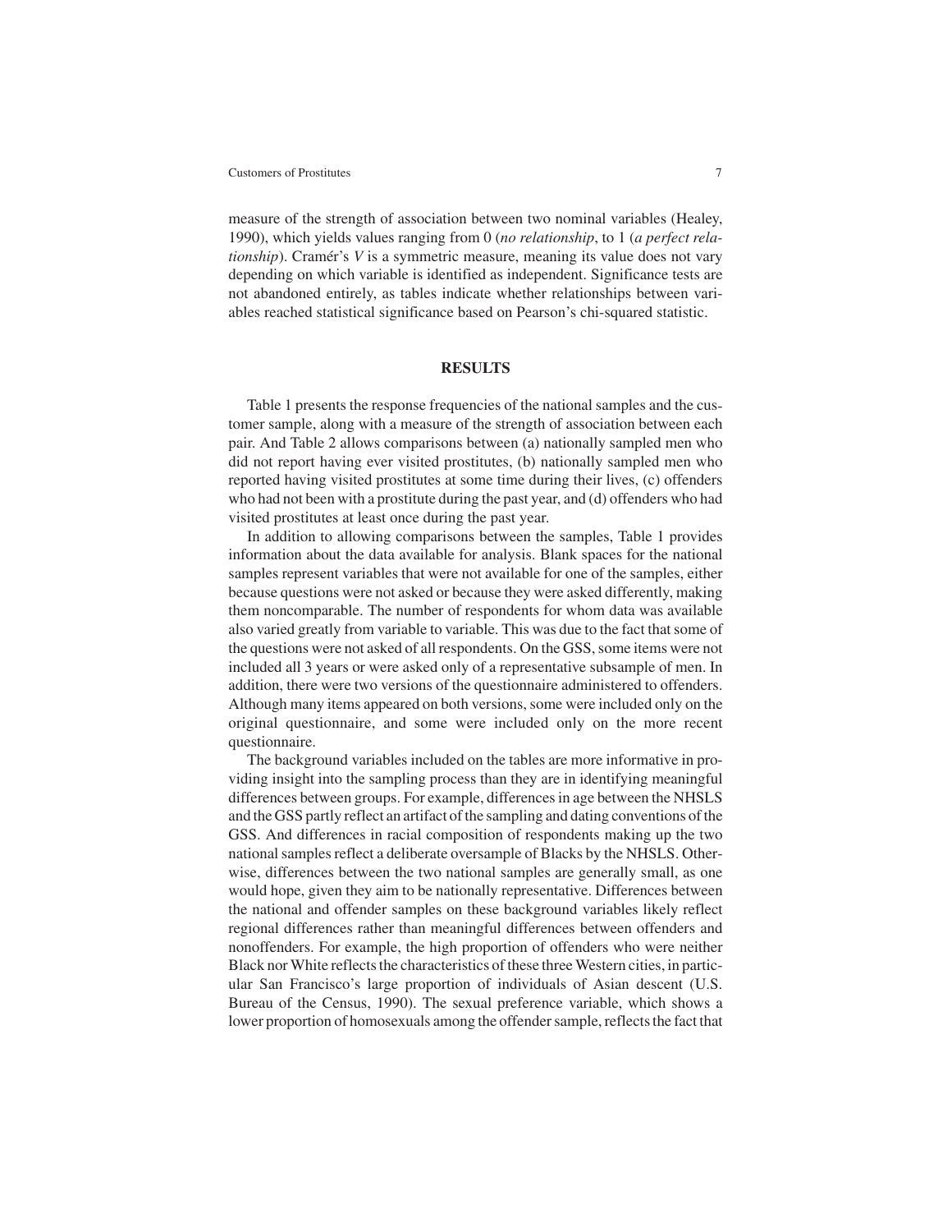measure of the strength of association between two nominal variables (Healey, 1990), which yields values ranging from 0 (*no relationship*, to 1 (*a perfect relationship*). Cramér's *V* is a symmetric measure, meaning its value does not vary depending on which variable is identified as independent. Significance tests are not abandoned entirely, as tables indicate whether relationships between variables reached statistical significance based on Pearson's chi-squared statistic.

## RESULTS

Table 1 presents the response frequencies of the national samples and the customer sample, along with a measure of the strength of association between each pair. And Table 2 allows comparisons between (a) nationally sampled men who did not report having ever visited prostitutes, (b) nationally sampled men who reported having visited prostitutes at some time during their lives, (c) offenders who had not been with a prostitute during the past year, and (d) offenders who had visited prostitutes at least once during the past year.

In addition to allowing comparisons between the samples, Table 1 provides information about the data available for analysis. Blank spaces for the national samples represent variables that were not available for one of the samples, either because questions were not asked or because they were asked differently, making them noncomparable. The number of respondents for whom data was available also varied greatly from variable to variable. This was due to the fact that some of the questions were not asked of all respondents. On the GSS, some items were not included all 3 years or were asked only of a representative subsample of men. In addition, there were two versions of the questionnaire administered to offenders. Although many items appeared on both versions, some were included only on the original questionnaire, and some were included only on the more recent questionnaire.

The background variables included on the tables are more informative in providing insight into the sampling process than they are in identifying meaningful differences between groups. For example, differences in age between the NHSLS and the GSS partly reflect an artifact of the sampling and dating conventions of the GSS. And differences in racial composition of respondents making up the two national samples reflect a deliberate oversample of Blacks by the NHSLS. Otherwise, differences between the two national samples are generally small, as one would hope, given they aim to be nationally representative. Differences between the national and offender samples on these background variables likely reflect regional differences rather than meaningful differences between offenders and nonoffenders. For example, the high proportion of offenders who were neither Black nor White reflects the characteristics of these three Western cities, in particular San Francisco's large proportion of individuals of Asian descent (U.S. Bureau of the Census, 1990). The sexual preference variable, which shows a lower proportion of homosexuals among the offender sample, reflects the fact that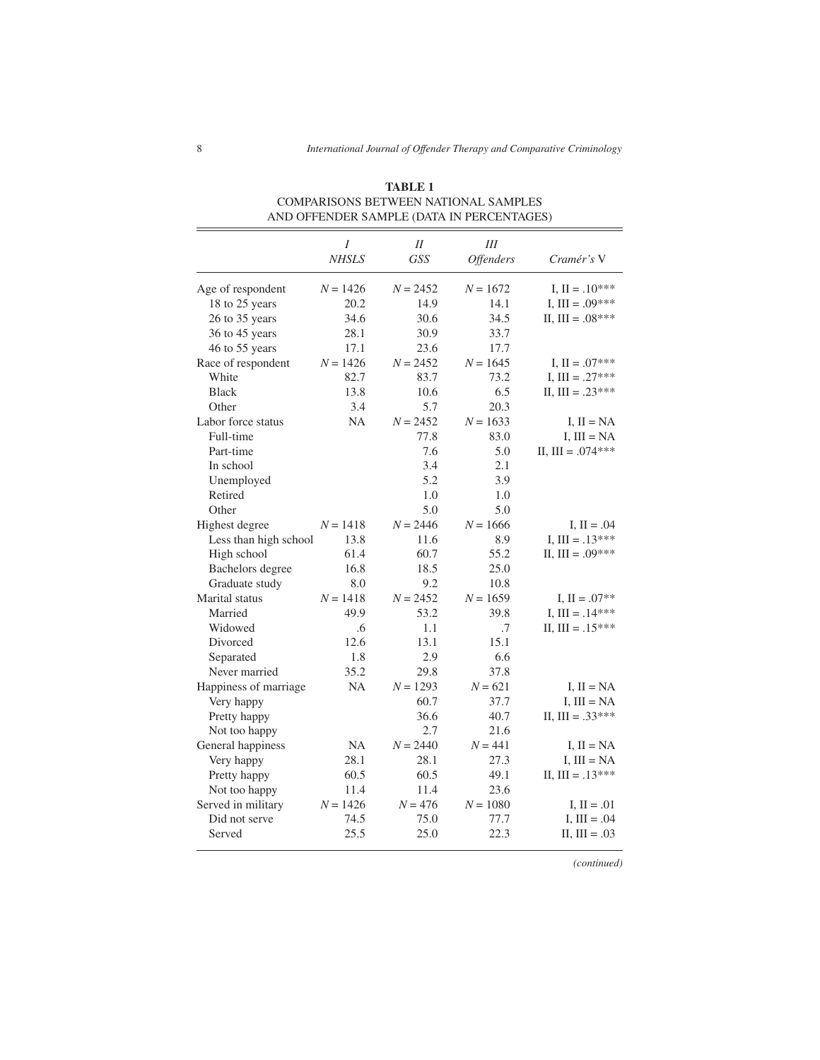**TABLE 1**
COMPARISONS BETWEEN NATIONAL SAMPLES AND OFFENDER SAMPLE (DATA IN PERCENTAGES)

| | *I* *NHSLS* | *II* *GSS* | *III* *Offenders* | *Cramér's* V |
|---|---|---|---|---|
| Age of respondent | *N* = 1426 | *N* = 2452 | *N* = 1672 | I, II = .10*** |
| 18 to 25 years | 20.2 | 14.9 | 14.1 | I, III = .09*** |
| 26 to 35 years | 34.6 | 30.6 | 34.5 | II, III = .08*** |
| 36 to 45 years | 28.1 | 30.9 | 33.7 | |
| 46 to 55 years | 17.1 | 23.6 | 17.7 | |
| Race of respondent | *N* = 1426 | *N* = 2452 | *N* = 1645 | I, II = .07*** |
| White | 82.7 | 83.7 | 73.2 | I, III = .27*** |
| Black | 13.8 | 10.6 | 6.5 | II, III = .23*** |
| Other | 3.4 | 5.7 | 20.3 | |
| Labor force status | NA | *N* = 2452 | *N* = 1633 | I, II = NA |
| Full-time | | 77.8 | 83.0 | I, III = NA |
| Part-time | | 7.6 | 5.0 | II, III = .074*** |
| In school | | 3.4 | 2.1 | |
| Unemployed | | 5.2 | 3.9 | |
| Retired | | 1.0 | 1.0 | |
| Other | | 5.0 | 5.0 | |
| Highest degree | *N* = 1418 | *N* = 2446 | *N* = 1666 | I, II = .04 |
| Less than high school | 13.8 | 11.6 | 8.9 | I, III = .13*** |
| High school | 61.4 | 60.7 | 55.2 | II, III = .09*** |
| Bachelors degree | 16.8 | 18.5 | 25.0 | |
| Graduate study | 8.0 | 9.2 | 10.8 | |
| Marital status | *N* = 1418 | *N* = 2452 | *N* = 1659 | I, II = .07** |
| Married | 49.9 | 53.2 | 39.8 | I, III = .14*** |
| Widowed | .6 | 1.1 | .7 | II, III = .15*** |
| Divorced | 12.6 | 13.1 | 15.1 | |
| Separated | 1.8 | 2.9 | 6.6 | |
| Never married | 35.2 | 29.8 | 37.8 | |
| Happiness of marriage | NA | *N* = 1293 | *N* = 621 | I, II = NA |
| Very happy | | 60.7 | 37.7 | I, III = NA |
| Pretty happy | | 36.6 | 40.7 | II, III = .33*** |
| Not too happy | | 2.7 | 21.6 | |
| General happiness | NA | *N* = 2440 | *N* = 441 | I, II = NA |
| Very happy | 28.1 | 28.1 | 27.3 | I, III = NA |
| Pretty happy | 60.5 | 60.5 | 49.1 | II, III = .13*** |
| Not too happy | 11.4 | 11.4 | 23.6 | |
| Served in military | *N* = 1426 | *N* = 476 | *N* = 1080 | I, II = .01 |
| Did not serve | 74.5 | 75.0 | 77.7 | I, III = .04 |
| Served | 25.5 | 25.0 | 22.3 | II, III = .03 |

*(continued)*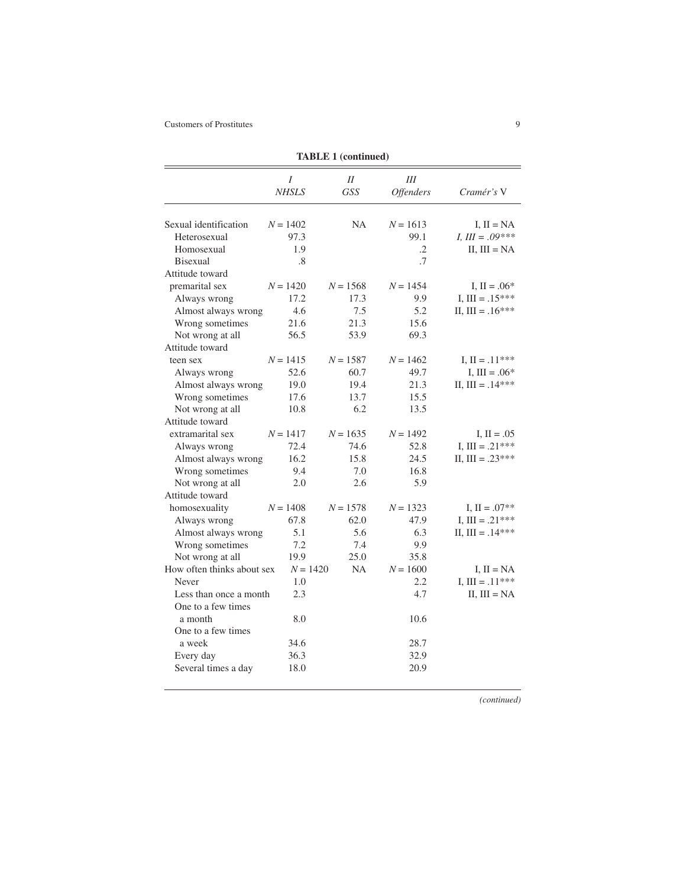**TABLE 1 (continued)**

| | I<br>*NHSLS* | II<br>*GSS* | III<br>*Offenders* | *Cramér's* V |
|---|---|---|---|---|
| Sexual identification | $N = 1402$ | NA | $N = 1613$ | I, II = NA |
| Heterosexual | 97.3 | | 99.1 | *I, III = .09**** |
| Homosexual | 1.9 | | .2 | II, III = NA |
| Bisexual | .8 | | .7 | |
| Attitude toward premarital sex | $N = 1420$ | $N = 1568$ | $N = 1454$ | I, II = .06* |
| Always wrong | 17.2 | 17.3 | 9.9 | I, III = .15*** |
| Almost always wrong | 4.6 | 7.5 | 5.2 | II, III = .16*** |
| Wrong sometimes | 21.6 | 21.3 | 15.6 | |
| Not wrong at all | 56.5 | 53.9 | 69.3 | |
| Attitude toward teen sex | $N = 1415$ | $N = 1587$ | $N = 1462$ | I, II = .11*** |
| Always wrong | 52.6 | 60.7 | 49.7 | I, III = .06* |
| Almost always wrong | 19.0 | 19.4 | 21.3 | II, III = .14*** |
| Wrong sometimes | 17.6 | 13.7 | 15.5 | |
| Not wrong at all | 10.8 | 6.2 | 13.5 | |
| Attitude toward extramarital sex | $N = 1417$ | $N = 1635$ | $N = 1492$ | I, II = .05 |
| Always wrong | 72.4 | 74.6 | 52.8 | I, III = .21*** |
| Almost always wrong | 16.2 | 15.8 | 24.5 | II, III = .23*** |
| Wrong sometimes | 9.4 | 7.0 | 16.8 | |
| Not wrong at all | 2.0 | 2.6 | 5.9 | |
| Attitude toward homosexuality | $N = 1408$ | $N = 1578$ | $N = 1323$ | I, II = .07** |
| Always wrong | 67.8 | 62.0 | 47.9 | I, III = .21*** |
| Almost always wrong | 5.1 | 5.6 | 6.3 | II, III = .14*** |
| Wrong sometimes | 7.2 | 7.4 | 9.9 | |
| Not wrong at all | 19.9 | 25.0 | 35.8 | |
| How often thinks about sex | $N = 1420$ | NA | $N = 1600$ | I, II = NA |
| Never | 1.0 | | 2.2 | I, III = .11*** |
| Less than once a month | 2.3 | | 4.7 | II, III = NA |
| One to a few times a month | 8.0 | | 10.6 | |
| One to a few times a week | 34.6 | | 28.7 | |
| Every day | 36.3 | | 32.9 | |
| Several times a day | 18.0 | | 20.9 | |

*(continued)*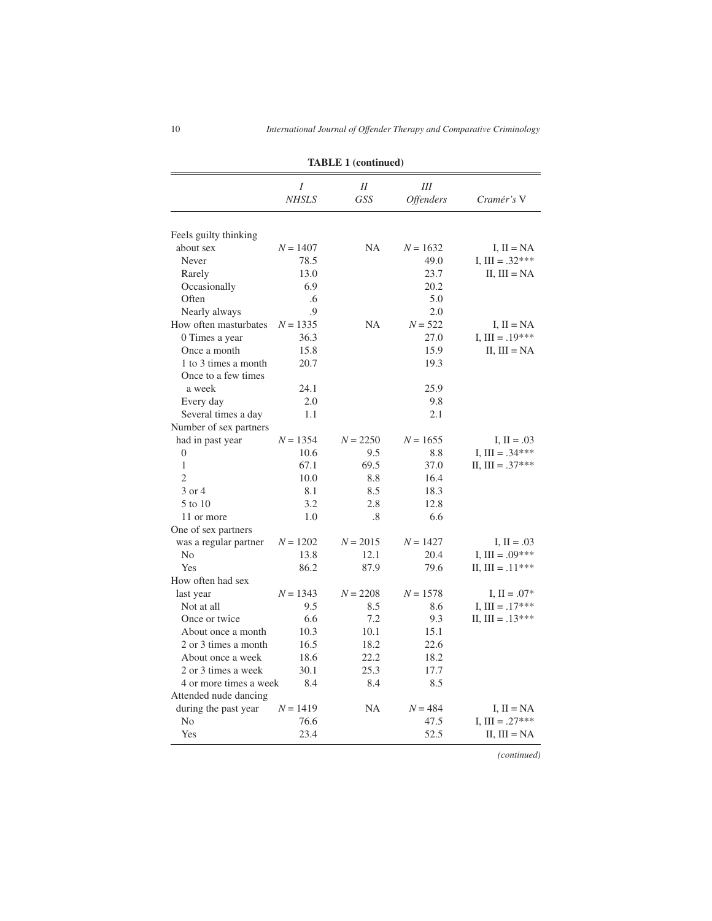**TABLE 1 (continued)**

| | *I* *NHSLS* | *II* *GSS* | *III* *Offenders* | *Cramér's* V |
|---|---|---|---|---|
| Feels guilty thinking about sex | $N = 1407$ | NA | $N = 1632$ | I, II = NA |
| Never | 78.5 | | 49.0 | I, III = .32*** |
| Rarely | 13.0 | | 23.7 | II, III = NA |
| Occasionally | 6.9 | | 20.2 | |
| Often | .6 | | 5.0 | |
| Nearly always | .9 | | 2.0 | |
| How often masturbates | $N = 1335$ | NA | $N = 522$ | I, II = NA |
| 0 Times a year | 36.3 | | 27.0 | I, III = .19*** |
| Once a month | 15.8 | | 15.9 | II, III = NA |
| 1 to 3 times a month | 20.7 | | 19.3 | |
| Once to a few times a week | 24.1 | | 25.9 | |
| Every day | 2.0 | | 9.8 | |
| Several times a day | 1.1 | | 2.1 | |
| Number of sex partners had in past year | $N = 1354$ | $N = 2250$ | $N = 1655$ | I, II = .03 |
| 0 | 10.6 | 9.5 | 8.8 | I, III = .34*** |
| 1 | 67.1 | 69.5 | 37.0 | II, III = .37*** |
| 2 | 10.0 | 8.8 | 16.4 | |
| 3 or 4 | 8.1 | 8.5 | 18.3 | |
| 5 to 10 | 3.2 | 2.8 | 12.8 | |
| 11 or more | 1.0 | .8 | 6.6 | |
| One of sex partners was a regular partner | $N = 1202$ | $N = 2015$ | $N = 1427$ | I, II = .03 |
| No | 13.8 | 12.1 | 20.4 | I, III = .09*** |
| Yes | 86.2 | 87.9 | 79.6 | II, III = .11*** |
| How often had sex last year | $N = 1343$ | $N = 2208$ | $N = 1578$ | I, II = .07* |
| Not at all | 9.5 | 8.5 | 8.6 | I, III = .17*** |
| Once or twice | 6.6 | 7.2 | 9.3 | II, III = .13*** |
| About once a month | 10.3 | 10.1 | 15.1 | |
| 2 or 3 times a month | 16.5 | 18.2 | 22.6 | |
| About once a week | 18.6 | 22.2 | 18.2 | |
| 2 or 3 times a week | 30.1 | 25.3 | 17.7 | |
| 4 or more times a week | 8.4 | 8.4 | 8.5 | |
| Attended nude dancing during the past year | $N = 1419$ | NA | $N = 484$ | I, II = NA |
| No | 76.6 | | 47.5 | I, III = .27*** |
| Yes | 23.4 | | 52.5 | II, III = NA |

*(continued)*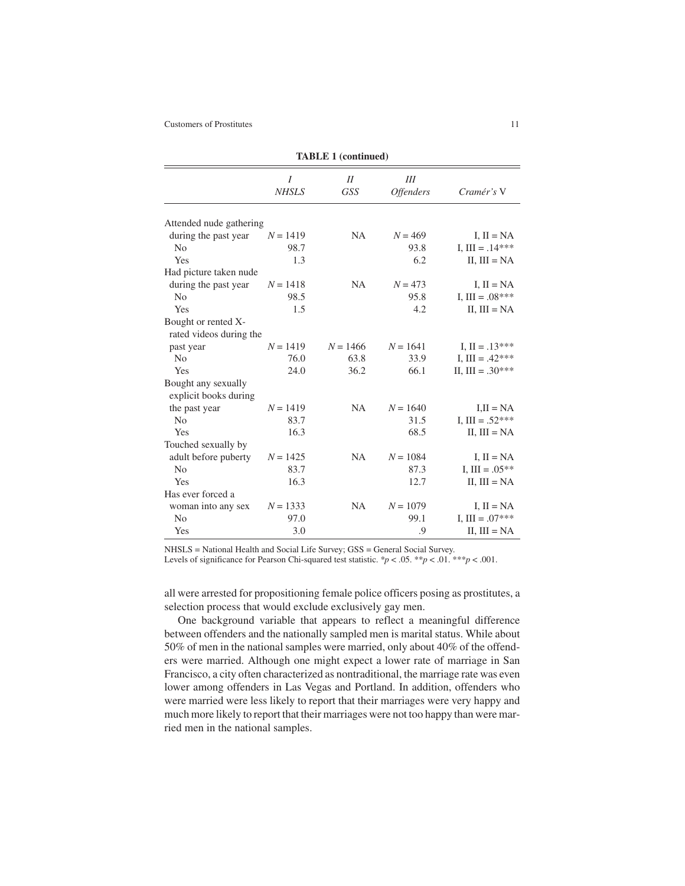**TABLE 1 (continued)**

| | *I* *NHSLS* | *II* *GSS* | *III* *Offenders* | *Cramér's* V |
|---|---|---|---|---|
| Attended nude gathering during the past year | $N = 1419$ | NA | $N = 469$ | I, II = NA |
| No | 98.7 | | 93.8 | I, III = .14*** |
| Yes | 1.3 | | 6.2 | II, III = NA |
| Had picture taken nude during the past year | $N = 1418$ | NA | $N = 473$ | I, II = NA |
| No | 98.5 | | 95.8 | I, III = .08*** |
| Yes | 1.5 | | 4.2 | II, III = NA |
| Bought or rented X-rated videos during the past year | $N = 1419$ | $N = 1466$ | $N = 1641$ | I, II = .13*** |
| No | 76.0 | 63.8 | 33.9 | I, III = .42*** |
| Yes | 24.0 | 36.2 | 66.1 | II, III = .30*** |
| Bought any sexually explicit books during the past year | $N = 1419$ | NA | $N = 1640$ | I,II = NA |
| No | 83.7 | | 31.5 | I, III = .52*** |
| Yes | 16.3 | | 68.5 | II, III = NA |
| Touched sexually by adult before puberty | $N = 1425$ | NA | $N = 1084$ | I, II = NA |
| No | 83.7 | | 87.3 | I, III = .05** |
| Yes | 16.3 | | 12.7 | II, III = NA |
| Has ever forced a woman into any sex | $N = 1333$ | NA | $N = 1079$ | I, II = NA |
| No | 97.0 | | 99.1 | I, III = .07*** |
| Yes | 3.0 | | .9 | II, III = NA |

NHSLS = National Health and Social Life Survey; GSS = General Social Survey.
Levels of significance for Pearson Chi-squared test statistic. *$p < .05$. **$p < .01$. ***$p < .001$.

all were arrested for propositioning female police officers posing as prostitutes, a selection process that would exclude exclusively gay men.

One background variable that appears to reflect a meaningful difference between offenders and the nationally sampled men is marital status. While about 50% of men in the national samples were married, only about 40% of the offenders were married. Although one might expect a lower rate of marriage in San Francisco, a city often characterized as nontraditional, the marriage rate was even lower among offenders in Las Vegas and Portland. In addition, offenders who were married were less likely to report that their marriages were very happy and much more likely to report that their marriages were not too happy than were married men in the national samples.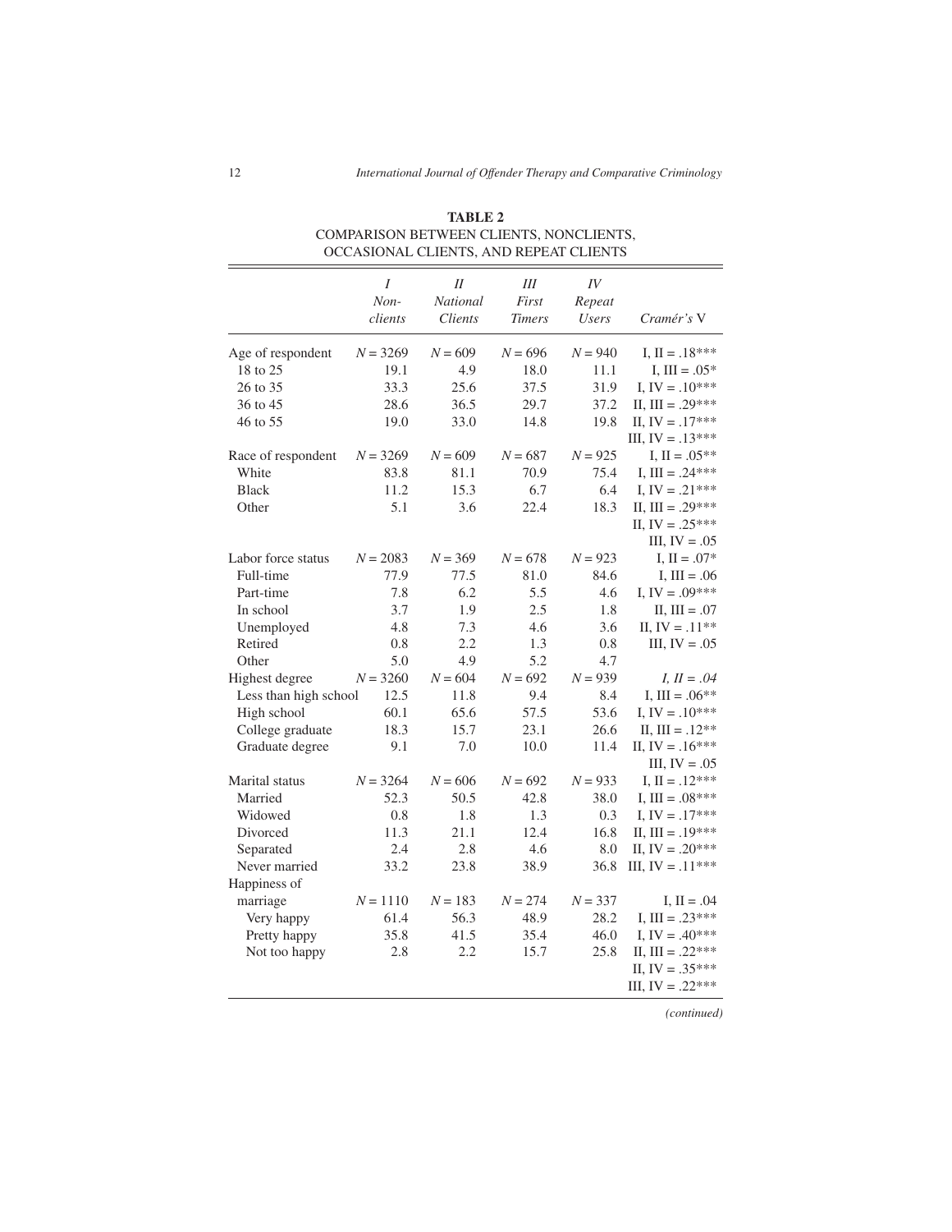**TABLE 2**
COMPARISON BETWEEN CLIENTS, NONCLIENTS, OCCASIONAL CLIENTS, AND REPEAT CLIENTS

| | *I Non-clients* | *II National Clients* | *III First Timers* | *IV Repeat Users* | *Cramér's* V |
|---|---|---|---|---|---|
| Age of respondent | *N* = 3269 | *N* = 609 | *N* = 696 | *N* = 940 | I, II = .18*** |
| 18 to 25 | 19.1 | 4.9 | 18.0 | 11.1 | I, III = .05* |
| 26 to 35 | 33.3 | 25.6 | 37.5 | 31.9 | I, IV = .10*** |
| 36 to 45 | 28.6 | 36.5 | 29.7 | 37.2 | II, III = .29*** |
| 46 to 55 | 19.0 | 33.0 | 14.8 | 19.8 | II, IV = .17*** |
| | | | | | III, IV = .13*** |
| Race of respondent | *N* = 3269 | *N* = 609 | *N* = 687 | *N* = 925 | I, II = .05** |
| White | 83.8 | 81.1 | 70.9 | 75.4 | I, III = .24*** |
| Black | 11.2 | 15.3 | 6.7 | 6.4 | I, IV = .21*** |
| Other | 5.1 | 3.6 | 22.4 | 18.3 | II, III = .29*** |
| | | | | | II, IV = .25*** |
| | | | | | III, IV = .05 |
| Labor force status | *N* = 2083 | *N* = 369 | *N* = 678 | *N* = 923 | I, II = .07* |
| Full-time | 77.9 | 77.5 | 81.0 | 84.6 | I, III = .06 |
| Part-time | 7.8 | 6.2 | 5.5 | 4.6 | I, IV = .09*** |
| In school | 3.7 | 1.9 | 2.5 | 1.8 | II, III = .07 |
| Unemployed | 4.8 | 7.3 | 4.6 | 3.6 | II, IV = .11** |
| Retired | 0.8 | 2.2 | 1.3 | 0.8 | III, IV = .05 |
| Other | 5.0 | 4.9 | 5.2 | 4.7 | |
| Highest degree | *N* = 3260 | *N* = 604 | *N* = 692 | *N* = 939 | *I, II = .04* |
| Less than high school | 12.5 | 11.8 | 9.4 | 8.4 | I, III = .06** |
| High school | 60.1 | 65.6 | 57.5 | 53.6 | I, IV = .10*** |
| College graduate | 18.3 | 15.7 | 23.1 | 26.6 | II, III = .12** |
| Graduate degree | 9.1 | 7.0 | 10.0 | 11.4 | II, IV = .16*** |
| | | | | | III, IV = .05 |
| Marital status | *N* = 3264 | *N* = 606 | *N* = 692 | *N* = 933 | I, II = .12*** |
| Married | 52.3 | 50.5 | 42.8 | 38.0 | I, III = .08*** |
| Widowed | 0.8 | 1.8 | 1.3 | 0.3 | I, IV = .17*** |
| Divorced | 11.3 | 21.1 | 12.4 | 16.8 | II, III = .19*** |
| Separated | 2.4 | 2.8 | 4.6 | 8.0 | II, IV = .20*** |
| Never married | 33.2 | 23.8 | 38.9 | 36.8 | III, IV = .11*** |
| Happiness of marriage | *N* = 1110 | *N* = 183 | *N* = 274 | *N* = 337 | I, II = .04 |
| Very happy | 61.4 | 56.3 | 48.9 | 28.2 | I, III = .23*** |
| Pretty happy | 35.8 | 41.5 | 35.4 | 46.0 | I, IV = .40*** |
| Not too happy | 2.8 | 2.2 | 15.7 | 25.8 | II, III = .22*** |
| | | | | | II, IV = .35*** |
| | | | | | III, IV = .22*** |

*(continued)*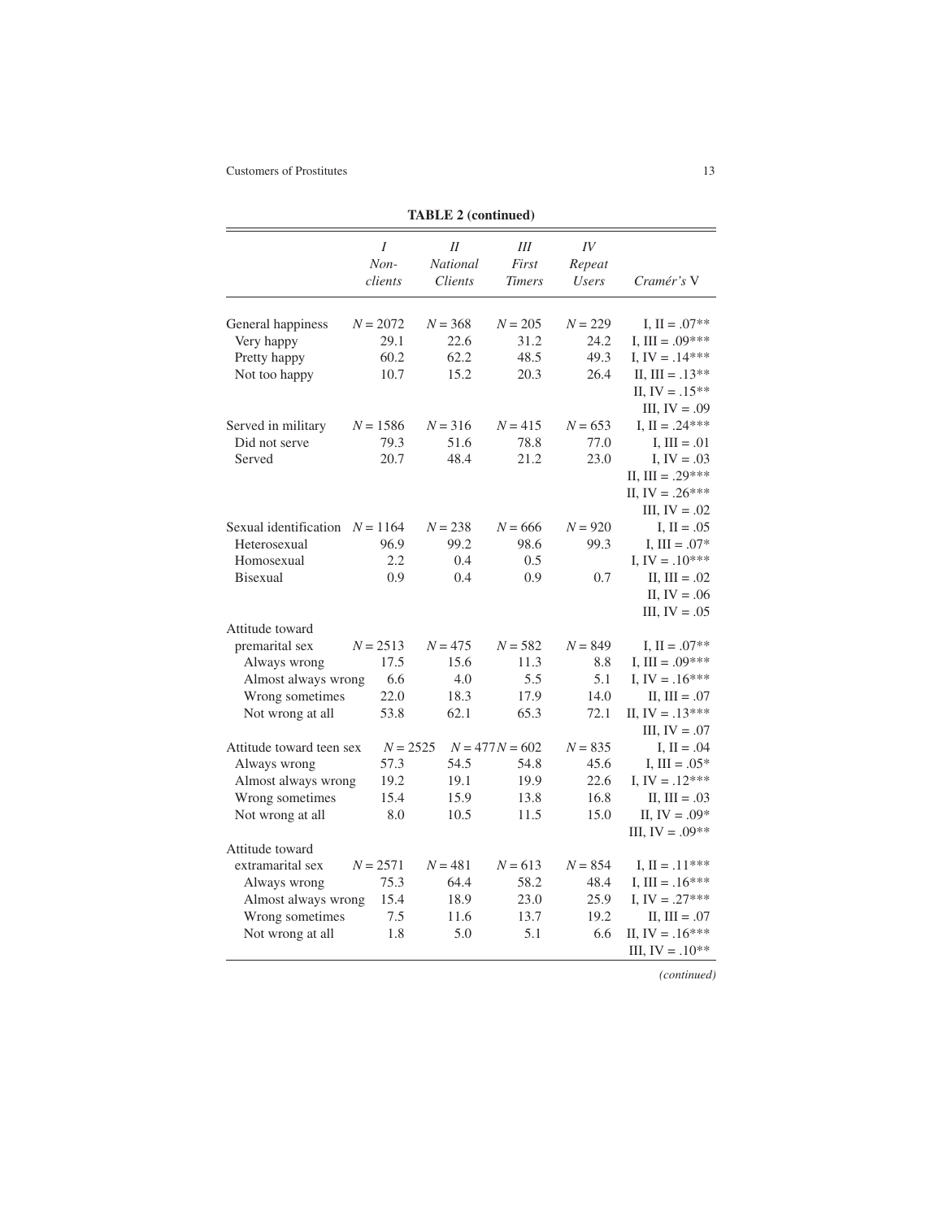**TABLE 2 (continued)**

| | *I* *Non-clients* | *II* *National Clients* | *III* *First Timers* | *IV* *Repeat Users* | *Cramér's* V |
|---|---|---|---|---|---|
| General happiness | $N = 2072$ | $N = 368$ | $N = 205$ | $N = 229$ | I, II = .07** |
| Very happy | 29.1 | 22.6 | 31.2 | 24.2 | I, III = .09*** |
| Pretty happy | 60.2 | 62.2 | 48.5 | 49.3 | I, IV = .14*** |
| Not too happy | 10.7 | 15.2 | 20.3 | 26.4 | II, III = .13** |
| | | | | | II, IV = .15** |
| | | | | | III, IV = .09 |
| Served in military | $N = 1586$ | $N = 316$ | $N = 415$ | $N = 653$ | I, II = .24*** |
| Did not serve | 79.3 | 51.6 | 78.8 | 77.0 | I, III = .01 |
| Served | 20.7 | 48.4 | 21.2 | 23.0 | I, IV = .03 |
| | | | | | II, III = .29*** |
| | | | | | II, IV = .26*** |
| | | | | | III, IV = .02 |
| Sexual identification | $N = 1164$ | $N = 238$ | $N = 666$ | $N = 920$ | I, II = .05 |
| Heterosexual | 96.9 | 99.2 | 98.6 | 99.3 | I, III = .07* |
| Homosexual | 2.2 | 0.4 | 0.5 | | I, IV = .10*** |
| Bisexual | 0.9 | 0.4 | 0.9 | 0.7 | II, III = .02 |
| | | | | | II, IV = .06 |
| | | | | | III, IV = .05 |
| Attitude toward premarital sex | $N = 2513$ | $N = 475$ | $N = 582$ | $N = 849$ | I, II = .07** |
| Always wrong | 17.5 | 15.6 | 11.3 | 8.8 | I, III = .09*** |
| Almost always wrong | 6.6 | 4.0 | 5.5 | 5.1 | I, IV = .16*** |
| Wrong sometimes | 22.0 | 18.3 | 17.9 | 14.0 | II, III = .07 |
| Not wrong at all | 53.8 | 62.1 | 65.3 | 72.1 | II, IV = .13*** |
| | | | | | III, IV = .07 |
| Attitude toward teen sex | $N = 2525$ | $N = 477$ | $N = 602$ | $N = 835$ | I, II = .04 |
| Always wrong | 57.3 | 54.5 | 54.8 | 45.6 | I, III = .05* |
| Almost always wrong | 19.2 | 19.1 | 19.9 | 22.6 | I, IV = .12*** |
| Wrong sometimes | 15.4 | 15.9 | 13.8 | 16.8 | II, III = .03 |
| Not wrong at all | 8.0 | 10.5 | 11.5 | 15.0 | II, IV = .09* |
| | | | | | III, IV = .09** |
| Attitude toward extramarital sex | $N = 2571$ | $N = 481$ | $N = 613$ | $N = 854$ | I, II = .11*** |
| Always wrong | 75.3 | 64.4 | 58.2 | 48.4 | I, III = .16*** |
| Almost always wrong | 15.4 | 18.9 | 23.0 | 25.9 | I, IV = .27*** |
| Wrong sometimes | 7.5 | 11.6 | 13.7 | 19.2 | II, III = .07 |
| Not wrong at all | 1.8 | 5.0 | 5.1 | 6.6 | II, IV = .16*** |
| | | | | | III, IV = .10** |

*(continued)*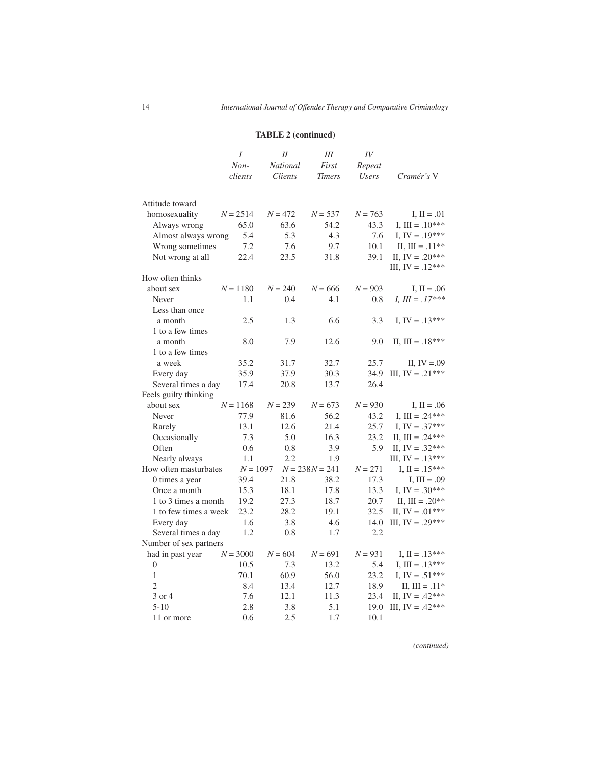**TABLE 2 (continued)**

| | *I Non-clients* | *II National Clients* | *III First Timers* | *IV Repeat Users* | *Cramér's* V |
|---|---|---|---|---|---|
| Attitude toward homosexuality | $N = 2514$ | $N = 472$ | $N = 537$ | $N = 763$ | I, II = .01 |
| Always wrong | 65.0 | 63.6 | 54.2 | 43.3 | I, III = .10*** |
| Almost always wrong | 5.4 | 5.3 | 4.3 | 7.6 | I, IV = .19*** |
| Wrong sometimes | 7.2 | 7.6 | 9.7 | 10.1 | II, III = .11** |
| Not wrong at all | 22.4 | 23.5 | 31.8 | 39.1 | II, IV = .20*** |
| | | | | | III, IV = .12*** |
| How often thinks about sex | $N = 1180$ | $N = 240$ | $N = 666$ | $N = 903$ | I, II = .06 |
| Never | 1.1 | 0.4 | 4.1 | 0.8 | *I, III = .17**** |
| Less than once a month | 2.5 | 1.3 | 6.6 | 3.3 | I, IV = .13*** |
| 1 to a few times a month | 8.0 | 7.9 | 12.6 | 9.0 | II, III = .18*** |
| 1 to a few times a week | 35.2 | 31.7 | 32.7 | 25.7 | II, IV =.09 |
| Every day | 35.9 | 37.9 | 30.3 | 34.9 | III, IV = .21*** |
| Several times a day | 17.4 | 20.8 | 13.7 | 26.4 | |
| Feels guilty thinking about sex | $N = 1168$ | $N = 239$ | $N = 673$ | $N = 930$ | I, II = .06 |
| Never | 77.9 | 81.6 | 56.2 | 43.2 | I, III = .24*** |
| Rarely | 13.1 | 12.6 | 21.4 | 25.7 | I, IV = .37*** |
| Occasionally | 7.3 | 5.0 | 16.3 | 23.2 | II, III = .24*** |
| Often | 0.6 | 0.8 | 3.9 | 5.9 | II, IV = .32*** |
| Nearly always | 1.1 | 2.2 | 1.9 | | III, IV = .13*** |
| How often masturbates | $N = 1097$ | $N = 238$ | $N = 241$ | $N = 271$ | I, II = .15*** |
| 0 times a year | 39.4 | 21.8 | 38.2 | 17.3 | I, III = .09 |
| Once a month | 15.3 | 18.1 | 17.8 | 13.3 | I, IV = .30*** |
| 1 to 3 times a month | 19.2 | 27.3 | 18.7 | 20.7 | II, III = .20** |
| 1 to few times a week | 23.2 | 28.2 | 19.1 | 32.5 | II, IV = .01*** |
| Every day | 1.6 | 3.8 | 4.6 | 14.0 | III, IV = .29*** |
| Several times a day | 1.2 | 0.8 | 1.7 | 2.2 | |
| Number of sex partners had in past year | $N = 3000$ | $N = 604$ | $N = 691$ | $N = 931$ | I, II = .13*** |
| 0 | 10.5 | 7.3 | 13.2 | 5.4 | I, III = .13*** |
| 1 | 70.1 | 60.9 | 56.0 | 23.2 | I, IV = .51*** |
| 2 | 8.4 | 13.4 | 12.7 | 18.9 | II, III = .11* |
| 3 or 4 | 7.6 | 12.1 | 11.3 | 23.4 | II, IV = .42*** |
| 5-10 | 2.8 | 3.8 | 5.1 | 19.0 | III, IV = .42*** |
| 11 or more | 0.6 | 2.5 | 1.7 | 10.1 | |

*(continued)*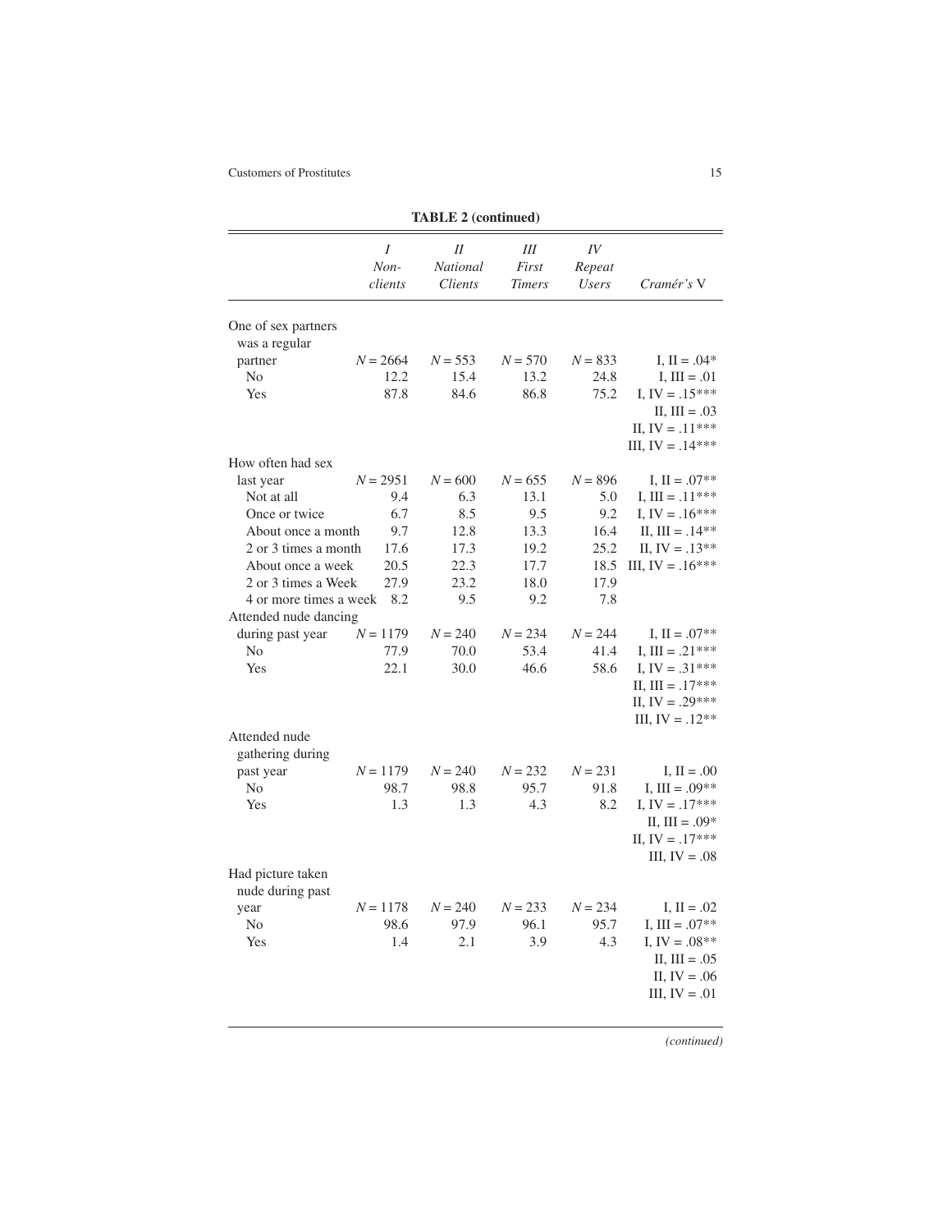**TABLE 2 (continued)**

| | *I* *Non-clients* | *II* *National Clients* | *III* *First Timers* | *IV* *Repeat Users* | *Cramér's* V |
|---|---|---|---|---|---|
| One of sex partners was a regular partner | $N = 2664$ | $N = 553$ | $N = 570$ | $N = 833$ | I, II = .04* |
| No | 12.2 | 15.4 | 13.2 | 24.8 | I, III = .01 |
| Yes | 87.8 | 84.6 | 86.8 | 75.2 | I, IV = .15*** |
| | | | | | II, III = .03 |
| | | | | | II, IV = .11*** |
| | | | | | III, IV = .14*** |
| How often had sex last year | $N = 2951$ | $N = 600$ | $N = 655$ | $N = 896$ | I, II = .07** |
| Not at all | 9.4 | 6.3 | 13.1 | 5.0 | I, III = .11*** |
| Once or twice | 6.7 | 8.5 | 9.5 | 9.2 | I, IV = .16*** |
| About once a month | 9.7 | 12.8 | 13.3 | 16.4 | II, III = .14** |
| 2 or 3 times a month | 17.6 | 17.3 | 19.2 | 25.2 | II, IV = .13** |
| About once a week | 20.5 | 22.3 | 17.7 | 18.5 | III, IV = .16*** |
| 2 or 3 times a Week | 27.9 | 23.2 | 18.0 | 17.9 | |
| 4 or more times a week | 8.2 | 9.5 | 9.2 | 7.8 | |
| Attended nude dancing during past year | $N = 1179$ | $N = 240$ | $N = 234$ | $N = 244$ | I, II = .07** |
| No | 77.9 | 70.0 | 53.4 | 41.4 | I, III = .21*** |
| Yes | 22.1 | 30.0 | 46.6 | 58.6 | I, IV = .31*** |
| | | | | | II, III = .17*** |
| | | | | | II, IV = .29*** |
| | | | | | III, IV = .12** |
| Attended nude gathering during past year | $N = 1179$ | $N = 240$ | $N = 232$ | $N = 231$ | I, II = .00 |
| No | 98.7 | 98.8 | 95.7 | 91.8 | I, III = .09** |
| Yes | 1.3 | 1.3 | 4.3 | 8.2 | I, IV = .17*** |
| | | | | | II, III = .09* |
| | | | | | II, IV = .17*** |
| | | | | | III, IV = .08 |
| Had picture taken nude during past year | $N = 1178$ | $N = 240$ | $N = 233$ | $N = 234$ | I, II = .02 |
| No | 98.6 | 97.9 | 96.1 | 95.7 | I, III = .07** |
| Yes | 1.4 | 2.1 | 3.9 | 4.3 | I, IV = .08** |
| | | | | | II, III = .05 |
| | | | | | II, IV = .06 |
| | | | | | III, IV = .01 |

*(continued)*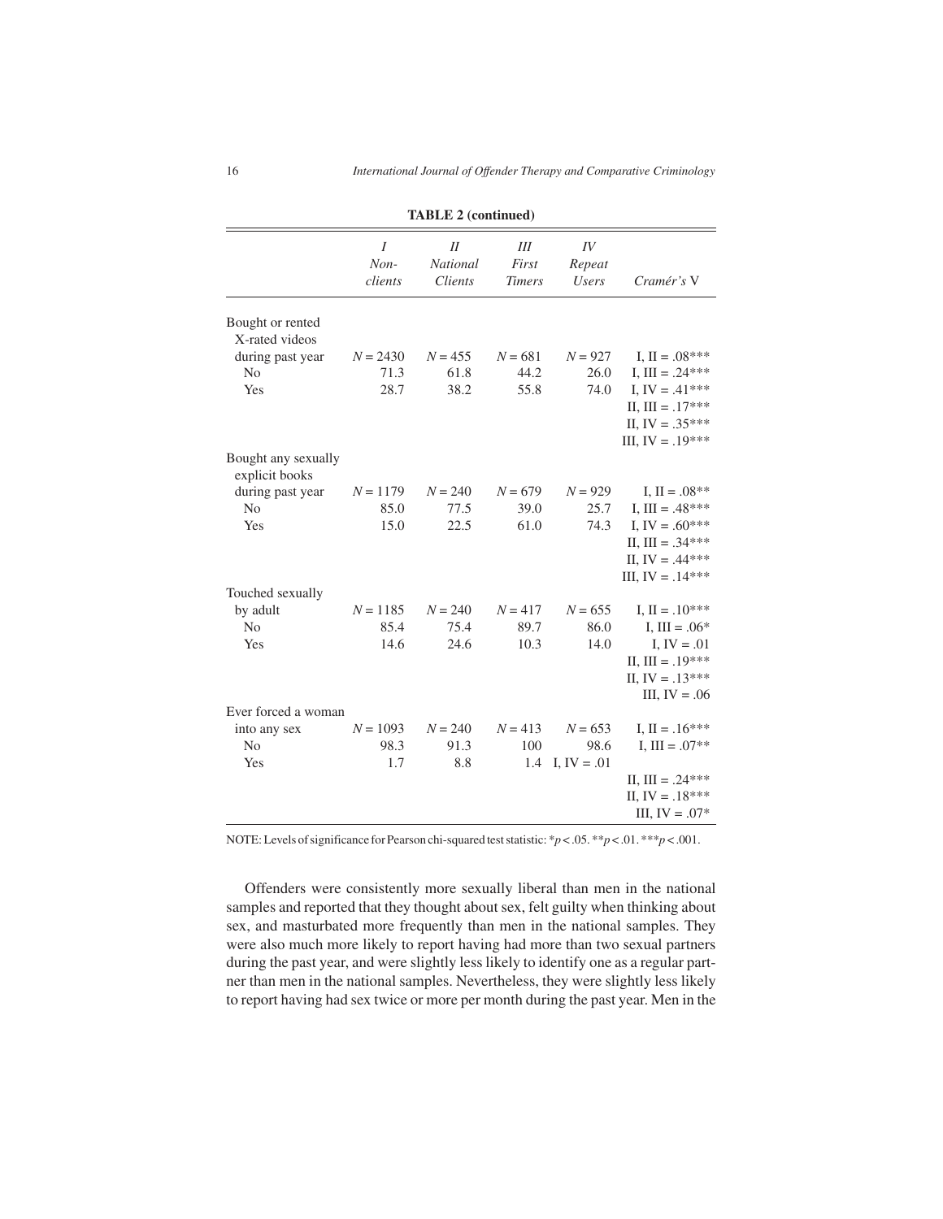**TABLE 2 (continued)**

| | *I* *Non-clients* | *II* *National Clients* | *III* *First Timers* | *IV* *Repeat Users* | *Cramér's* V |
|---|---|---|---|---|---|
| Bought or rented X-rated videos during past year | $N = 2430$ | $N = 455$ | $N = 681$ | $N = 927$ | I, II = .08*** |
| No | 71.3 | 61.8 | 44.2 | 26.0 | I, III = .24*** |
| Yes | 28.7 | 38.2 | 55.8 | 74.0 | I, IV = .41*** |
| | | | | | II, III = .17*** |
| | | | | | II, IV = .35*** |
| | | | | | III, IV = .19*** |
| Bought any sexually explicit books during past year | $N = 1179$ | $N = 240$ | $N = 679$ | $N = 929$ | I, II = .08** |
| No | 85.0 | 77.5 | 39.0 | 25.7 | I, III = .48*** |
| Yes | 15.0 | 22.5 | 61.0 | 74.3 | I, IV = .60*** |
| | | | | | II, III = .34*** |
| | | | | | II, IV = .44*** |
| | | | | | III, IV = .14*** |
| Touched sexually by adult | $N = 1185$ | $N = 240$ | $N = 417$ | $N = 655$ | I, II = .10*** |
| No | 85.4 | 75.4 | 89.7 | 86.0 | I, III = .06* |
| Yes | 14.6 | 24.6 | 10.3 | 14.0 | I, IV = .01 |
| | | | | | II, III = .19*** |
| | | | | | II, IV = .13*** |
| | | | | | III, IV = .06 |
| Ever forced a woman into any sex | $N = 1093$ | $N = 240$ | $N = 413$ | $N = 653$ | I, II = .16*** |
| No | 98.3 | 91.3 | 100 | 98.6 | I, III = .07** |
| Yes | 1.7 | 8.8 | 1.4 | I, IV = .01 | |
| | | | | | II, III = .24*** |
| | | | | | II, IV = .18*** |
| | | | | | III, IV = .07* |

NOTE: Levels of significance for Pearson chi-squared test statistic: *$p < .05$. **$p < .01$. ***$p < .001$.

Offenders were consistently more sexually liberal than men in the national samples and reported that they thought about sex, felt guilty when thinking about sex, and masturbated more frequently than men in the national samples. They were also much more likely to report having had more than two sexual partners during the past year, and were slightly less likely to identify one as a regular partner than men in the national samples. Nevertheless, they were slightly less likely to report having had sex twice or more per month during the past year. Men in the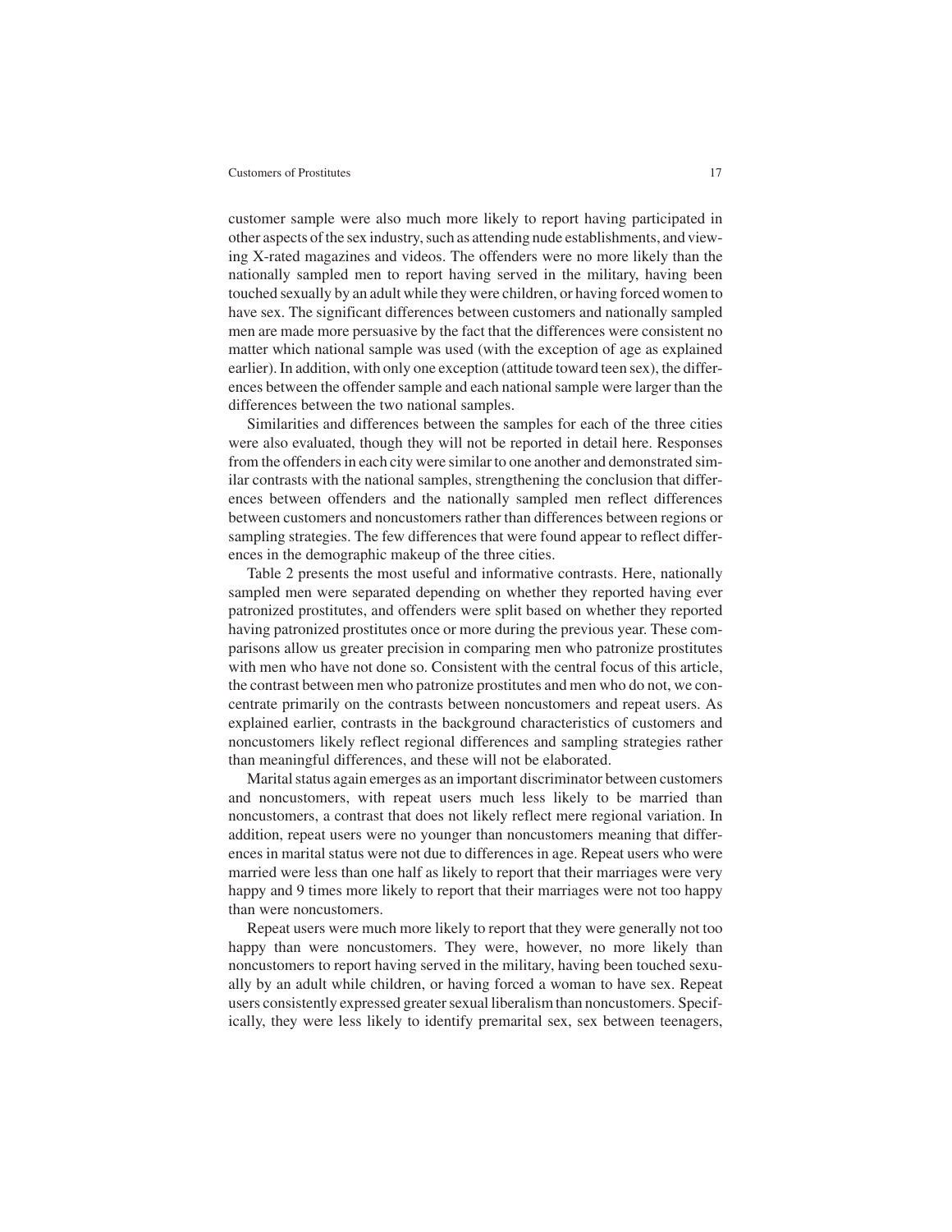customer sample were also much more likely to report having participated in other aspects of the sex industry, such as attending nude establishments, and viewing X-rated magazines and videos. The offenders were no more likely than the nationally sampled men to report having served in the military, having been touched sexually by an adult while they were children, or having forced women to have sex. The significant differences between customers and nationally sampled men are made more persuasive by the fact that the differences were consistent no matter which national sample was used (with the exception of age as explained earlier). In addition, with only one exception (attitude toward teen sex), the differences between the offender sample and each national sample were larger than the differences between the two national samples.

Similarities and differences between the samples for each of the three cities were also evaluated, though they will not be reported in detail here. Responses from the offenders in each city were similar to one another and demonstrated similar contrasts with the national samples, strengthening the conclusion that differences between offenders and the nationally sampled men reflect differences between customers and noncustomers rather than differences between regions or sampling strategies. The few differences that were found appear to reflect differences in the demographic makeup of the three cities.

Table 2 presents the most useful and informative contrasts. Here, nationally sampled men were separated depending on whether they reported having ever patronized prostitutes, and offenders were split based on whether they reported having patronized prostitutes once or more during the previous year. These comparisons allow us greater precision in comparing men who patronize prostitutes with men who have not done so. Consistent with the central focus of this article, the contrast between men who patronize prostitutes and men who do not, we concentrate primarily on the contrasts between noncustomers and repeat users. As explained earlier, contrasts in the background characteristics of customers and noncustomers likely reflect regional differences and sampling strategies rather than meaningful differences, and these will not be elaborated.

Marital status again emerges as an important discriminator between customers and noncustomers, with repeat users much less likely to be married than noncustomers, a contrast that does not likely reflect mere regional variation. In addition, repeat users were no younger than noncustomers meaning that differences in marital status were not due to differences in age. Repeat users who were married were less than one half as likely to report that their marriages were very happy and 9 times more likely to report that their marriages were not too happy than were noncustomers.

Repeat users were much more likely to report that they were generally not too happy than were noncustomers. They were, however, no more likely than noncustomers to report having served in the military, having been touched sexually by an adult while children, or having forced a woman to have sex. Repeat users consistently expressed greater sexual liberalism than noncustomers. Specifically, they were less likely to identify premarital sex, sex between teenagers,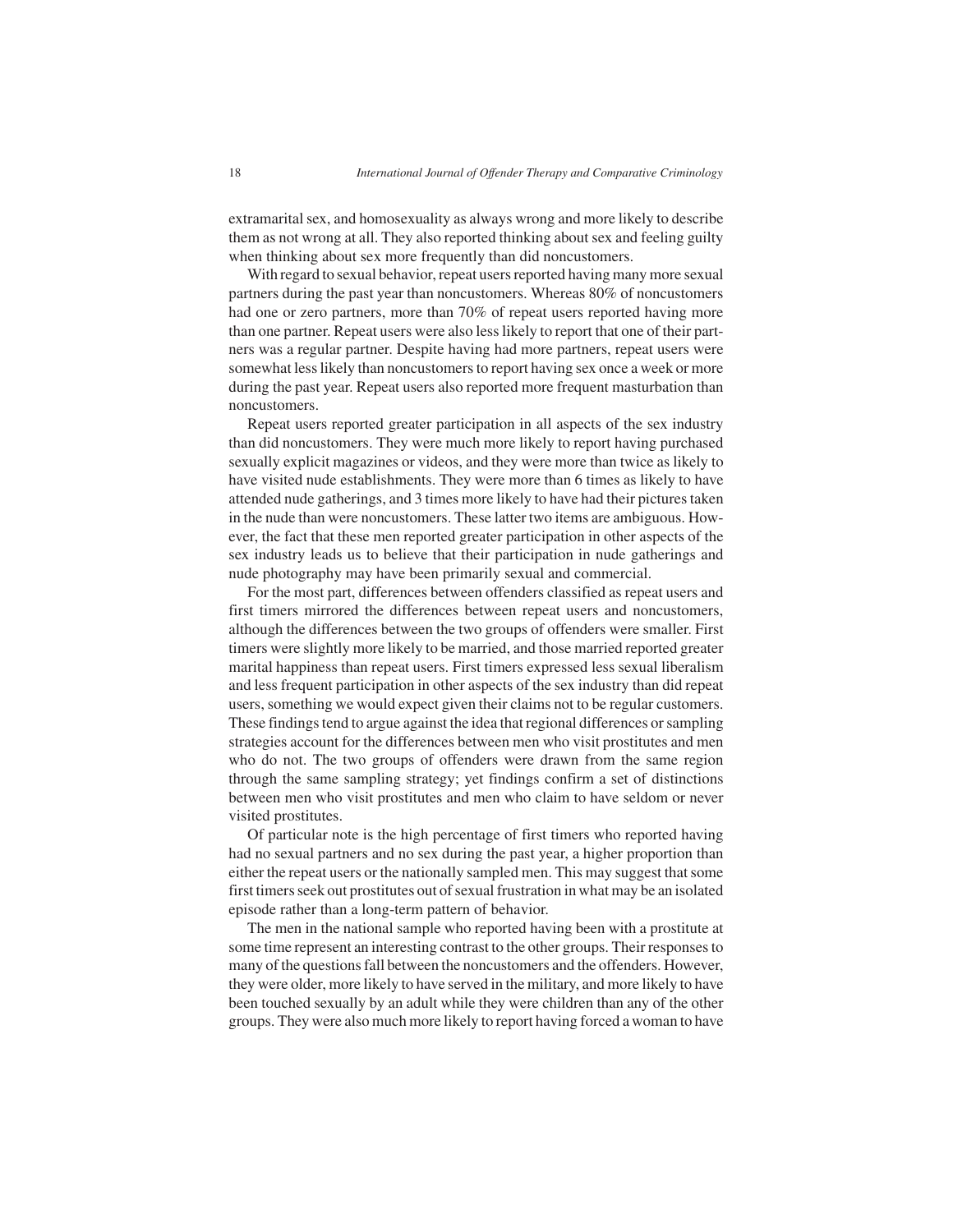extramarital sex, and homosexuality as always wrong and more likely to describe them as not wrong at all. They also reported thinking about sex and feeling guilty when thinking about sex more frequently than did noncustomers.

With regard to sexual behavior, repeat users reported having many more sexual partners during the past year than noncustomers. Whereas 80% of noncustomers had one or zero partners, more than 70% of repeat users reported having more than one partner. Repeat users were also less likely to report that one of their partners was a regular partner. Despite having had more partners, repeat users were somewhat less likely than noncustomers to report having sex once a week or more during the past year. Repeat users also reported more frequent masturbation than noncustomers.

Repeat users reported greater participation in all aspects of the sex industry than did noncustomers. They were much more likely to report having purchased sexually explicit magazines or videos, and they were more than twice as likely to have visited nude establishments. They were more than 6 times as likely to have attended nude gatherings, and 3 times more likely to have had their pictures taken in the nude than were noncustomers. These latter two items are ambiguous. However, the fact that these men reported greater participation in other aspects of the sex industry leads us to believe that their participation in nude gatherings and nude photography may have been primarily sexual and commercial.

For the most part, differences between offenders classified as repeat users and first timers mirrored the differences between repeat users and noncustomers, although the differences between the two groups of offenders were smaller. First timers were slightly more likely to be married, and those married reported greater marital happiness than repeat users. First timers expressed less sexual liberalism and less frequent participation in other aspects of the sex industry than did repeat users, something we would expect given their claims not to be regular customers. These findings tend to argue against the idea that regional differences or sampling strategies account for the differences between men who visit prostitutes and men who do not. The two groups of offenders were drawn from the same region through the same sampling strategy; yet findings confirm a set of distinctions between men who visit prostitutes and men who claim to have seldom or never visited prostitutes.

Of particular note is the high percentage of first timers who reported having had no sexual partners and no sex during the past year, a higher proportion than either the repeat users or the nationally sampled men. This may suggest that some first timers seek out prostitutes out of sexual frustration in what may be an isolated episode rather than a long-term pattern of behavior.

The men in the national sample who reported having been with a prostitute at some time represent an interesting contrast to the other groups. Their responses to many of the questions fall between the noncustomers and the offenders. However, they were older, more likely to have served in the military, and more likely to have been touched sexually by an adult while they were children than any of the other groups. They were also much more likely to report having forced a woman to have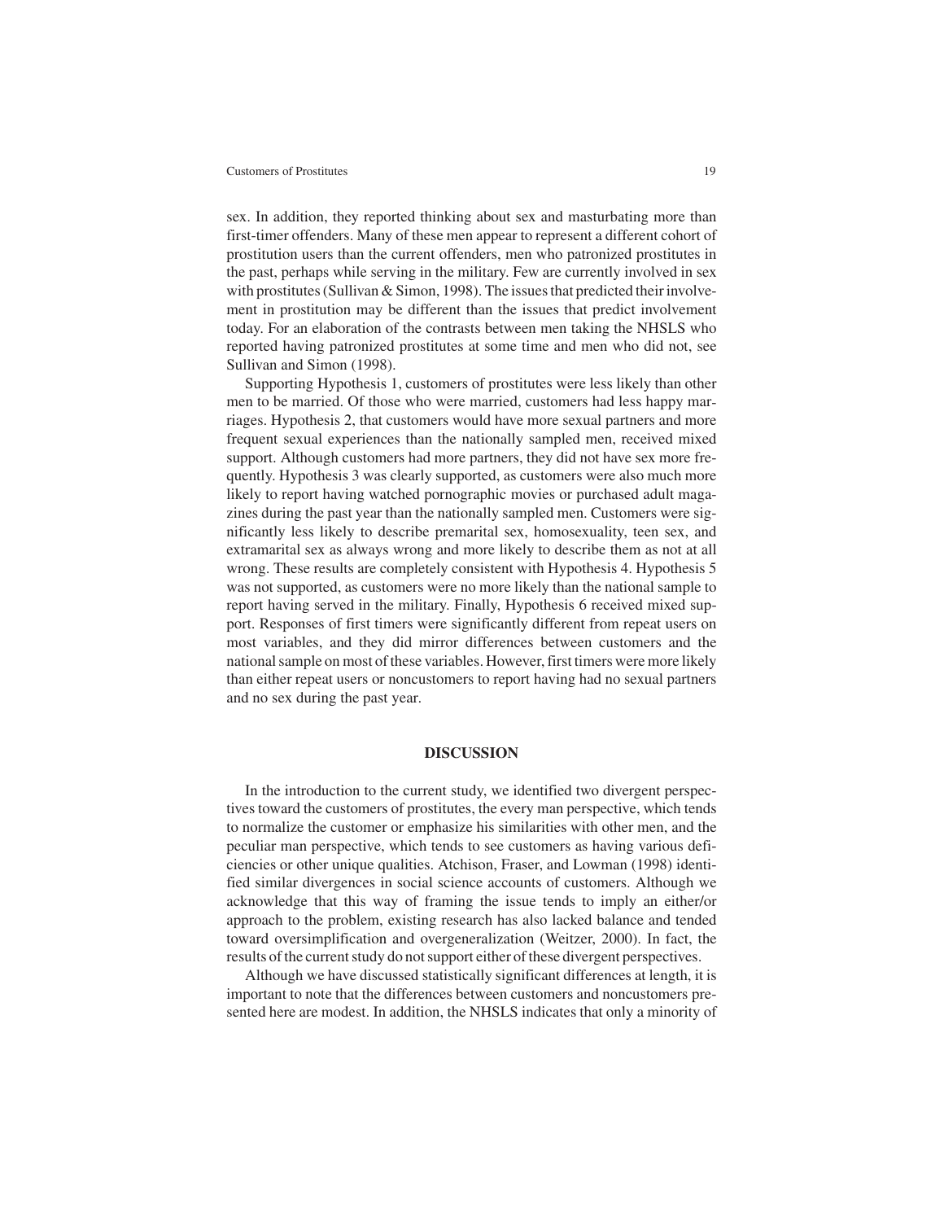sex. In addition, they reported thinking about sex and masturbating more than first-timer offenders. Many of these men appear to represent a different cohort of prostitution users than the current offenders, men who patronized prostitutes in the past, perhaps while serving in the military. Few are currently involved in sex with prostitutes (Sullivan & Simon, 1998). The issues that predicted their involvement in prostitution may be different than the issues that predict involvement today. For an elaboration of the contrasts between men taking the NHSLS who reported having patronized prostitutes at some time and men who did not, see Sullivan and Simon (1998).

Supporting Hypothesis 1, customers of prostitutes were less likely than other men to be married. Of those who were married, customers had less happy marriages. Hypothesis 2, that customers would have more sexual partners and more frequent sexual experiences than the nationally sampled men, received mixed support. Although customers had more partners, they did not have sex more frequently. Hypothesis 3 was clearly supported, as customers were also much more likely to report having watched pornographic movies or purchased adult magazines during the past year than the nationally sampled men. Customers were significantly less likely to describe premarital sex, homosexuality, teen sex, and extramarital sex as always wrong and more likely to describe them as not at all wrong. These results are completely consistent with Hypothesis 4. Hypothesis 5 was not supported, as customers were no more likely than the national sample to report having served in the military. Finally, Hypothesis 6 received mixed support. Responses of first timers were significantly different from repeat users on most variables, and they did mirror differences between customers and the national sample on most of these variables. However, first timers were more likely than either repeat users or noncustomers to report having had no sexual partners and no sex during the past year.

## DISCUSSION

In the introduction to the current study, we identified two divergent perspectives toward the customers of prostitutes, the every man perspective, which tends to normalize the customer or emphasize his similarities with other men, and the peculiar man perspective, which tends to see customers as having various deficiencies or other unique qualities. Atchison, Fraser, and Lowman (1998) identified similar divergences in social science accounts of customers. Although we acknowledge that this way of framing the issue tends to imply an either/or approach to the problem, existing research has also lacked balance and tended toward oversimplification and overgeneralization (Weitzer, 2000). In fact, the results of the current study do not support either of these divergent perspectives.

Although we have discussed statistically significant differences at length, it is important to note that the differences between customers and noncustomers presented here are modest. In addition, the NHSLS indicates that only a minority of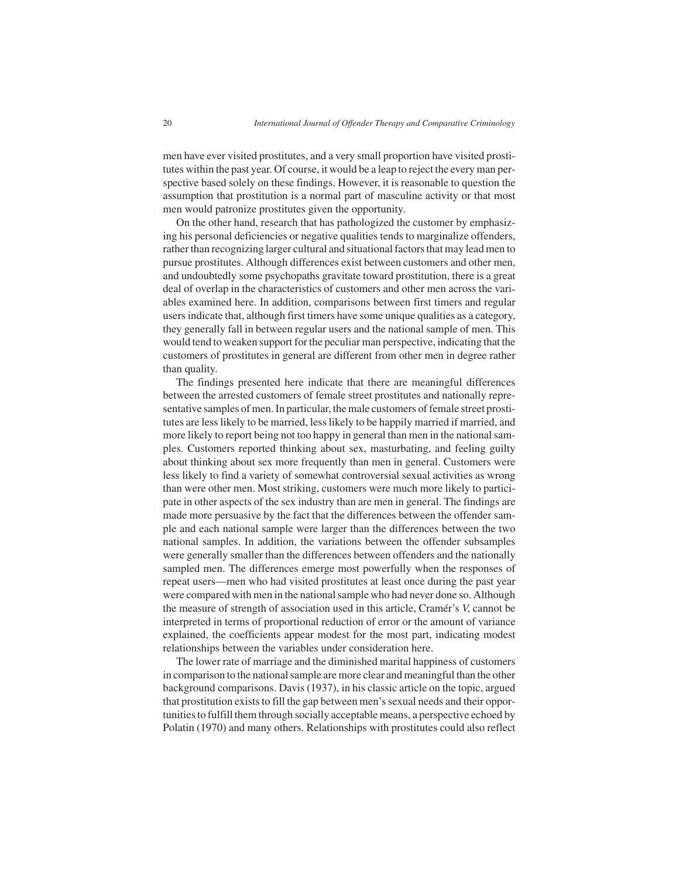men have ever visited prostitutes, and a very small proportion have visited prostitutes within the past year. Of course, it would be a leap to reject the every man perspective based solely on these findings. However, it is reasonable to question the assumption that prostitution is a normal part of masculine activity or that most men would patronize prostitutes given the opportunity.

On the other hand, research that has pathologized the customer by emphasizing his personal deficiencies or negative qualities tends to marginalize offenders, rather than recognizing larger cultural and situational factors that may lead men to pursue prostitutes. Although differences exist between customers and other men, and undoubtedly some psychopaths gravitate toward prostitution, there is a great deal of overlap in the characteristics of customers and other men across the variables examined here. In addition, comparisons between first timers and regular users indicate that, although first timers have some unique qualities as a category, they generally fall in between regular users and the national sample of men. This would tend to weaken support for the peculiar man perspective, indicating that the customers of prostitutes in general are different from other men in degree rather than quality.

The findings presented here indicate that there are meaningful differences between the arrested customers of female street prostitutes and nationally representative samples of men. In particular, the male customers of female street prostitutes are less likely to be married, less likely to be happily married if married, and more likely to report being not too happy in general than men in the national samples. Customers reported thinking about sex, masturbating, and feeling guilty about thinking about sex more frequently than men in general. Customers were less likely to find a variety of somewhat controversial sexual activities as wrong than were other men. Most striking, customers were much more likely to participate in other aspects of the sex industry than are men in general. The findings are made more persuasive by the fact that the differences between the offender sample and each national sample were larger than the differences between the two national samples. In addition, the variations between the offender subsamples were generally smaller than the differences between offenders and the nationally sampled men. The differences emerge most powerfully when the responses of repeat users—men who had visited prostitutes at least once during the past year were compared with men in the national sample who had never done so. Although the measure of strength of association used in this article, Cramér's *V*, cannot be interpreted in terms of proportional reduction of error or the amount of variance explained, the coefficients appear modest for the most part, indicating modest relationships between the variables under consideration here.

The lower rate of marriage and the diminished marital happiness of customers in comparison to the national sample are more clear and meaningful than the other background comparisons. Davis (1937), in his classic article on the topic, argued that prostitution exists to fill the gap between men's sexual needs and their opportunities to fulfill them through socially acceptable means, a perspective echoed by Polatin (1970) and many others. Relationships with prostitutes could also reflect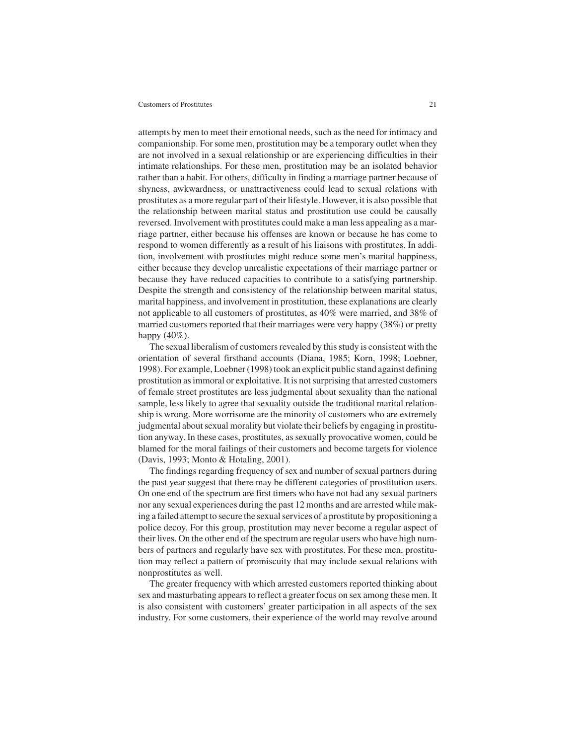attempts by men to meet their emotional needs, such as the need for intimacy and companionship. For some men, prostitution may be a temporary outlet when they are not involved in a sexual relationship or are experiencing difficulties in their intimate relationships. For these men, prostitution may be an isolated behavior rather than a habit. For others, difficulty in finding a marriage partner because of shyness, awkwardness, or unattractiveness could lead to sexual relations with prostitutes as a more regular part of their lifestyle. However, it is also possible that the relationship between marital status and prostitution use could be causally reversed. Involvement with prostitutes could make a man less appealing as a marriage partner, either because his offenses are known or because he has come to respond to women differently as a result of his liaisons with prostitutes. In addition, involvement with prostitutes might reduce some men's marital happiness, either because they develop unrealistic expectations of their marriage partner or because they have reduced capacities to contribute to a satisfying partnership. Despite the strength and consistency of the relationship between marital status, marital happiness, and involvement in prostitution, these explanations are clearly not applicable to all customers of prostitutes, as 40% were married, and 38% of married customers reported that their marriages were very happy (38%) or pretty happy (40%).

The sexual liberalism of customers revealed by this study is consistent with the orientation of several firsthand accounts (Diana, 1985; Korn, 1998; Loebner, 1998). For example, Loebner (1998) took an explicit public stand against defining prostitution as immoral or exploitative. It is not surprising that arrested customers of female street prostitutes are less judgmental about sexuality than the national sample, less likely to agree that sexuality outside the traditional marital relationship is wrong. More worrisome are the minority of customers who are extremely judgmental about sexual morality but violate their beliefs by engaging in prostitution anyway. In these cases, prostitutes, as sexually provocative women, could be blamed for the moral failings of their customers and become targets for violence (Davis, 1993; Monto & Hotaling, 2001).

The findings regarding frequency of sex and number of sexual partners during the past year suggest that there may be different categories of prostitution users. On one end of the spectrum are first timers who have not had any sexual partners nor any sexual experiences during the past 12 months and are arrested while making a failed attempt to secure the sexual services of a prostitute by propositioning a police decoy. For this group, prostitution may never become a regular aspect of their lives. On the other end of the spectrum are regular users who have high numbers of partners and regularly have sex with prostitutes. For these men, prostitution may reflect a pattern of promiscuity that may include sexual relations with nonprostitutes as well.

The greater frequency with which arrested customers reported thinking about sex and masturbating appears to reflect a greater focus on sex among these men. It is also consistent with customers' greater participation in all aspects of the sex industry. For some customers, their experience of the world may revolve around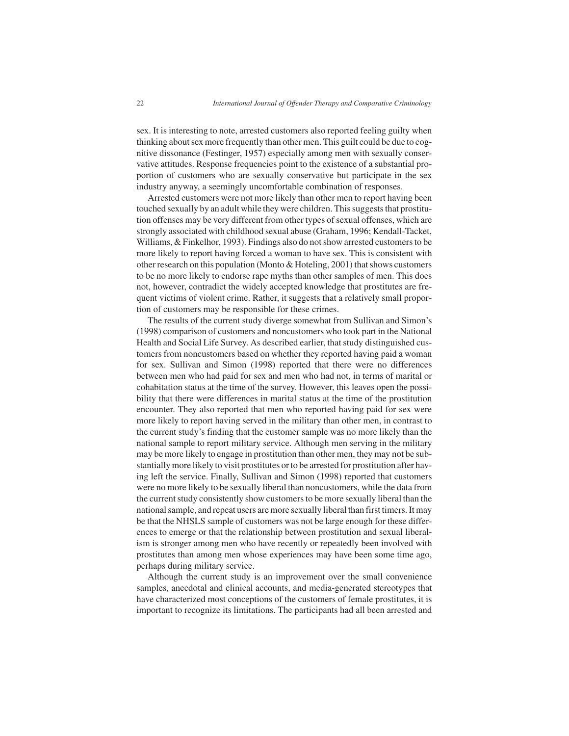sex. It is interesting to note, arrested customers also reported feeling guilty when thinking about sex more frequently than other men. This guilt could be due to cognitive dissonance (Festinger, 1957) especially among men with sexually conservative attitudes. Response frequencies point to the existence of a substantial proportion of customers who are sexually conservative but participate in the sex industry anyway, a seemingly uncomfortable combination of responses.

Arrested customers were not more likely than other men to report having been touched sexually by an adult while they were children. This suggests that prostitution offenses may be very different from other types of sexual offenses, which are strongly associated with childhood sexual abuse (Graham, 1996; Kendall-Tacket, Williams, & Finkelhor, 1993). Findings also do not show arrested customers to be more likely to report having forced a woman to have sex. This is consistent with other research on this population (Monto & Hoteling, 2001) that shows customers to be no more likely to endorse rape myths than other samples of men. This does not, however, contradict the widely accepted knowledge that prostitutes are frequent victims of violent crime. Rather, it suggests that a relatively small proportion of customers may be responsible for these crimes.

The results of the current study diverge somewhat from Sullivan and Simon's (1998) comparison of customers and noncustomers who took part in the National Health and Social Life Survey. As described earlier, that study distinguished customers from noncustomers based on whether they reported having paid a woman for sex. Sullivan and Simon (1998) reported that there were no differences between men who had paid for sex and men who had not, in terms of marital or cohabitation status at the time of the survey. However, this leaves open the possibility that there were differences in marital status at the time of the prostitution encounter. They also reported that men who reported having paid for sex were more likely to report having served in the military than other men, in contrast to the current study's finding that the customer sample was no more likely than the national sample to report military service. Although men serving in the military may be more likely to engage in prostitution than other men, they may not be substantially more likely to visit prostitutes or to be arrested for prostitution after having left the service. Finally, Sullivan and Simon (1998) reported that customers were no more likely to be sexually liberal than noncustomers, while the data from the current study consistently show customers to be more sexually liberal than the national sample, and repeat users are more sexually liberal than first timers. It may be that the NHSLS sample of customers was not be large enough for these differences to emerge or that the relationship between prostitution and sexual liberalism is stronger among men who have recently or repeatedly been involved with prostitutes than among men whose experiences may have been some time ago, perhaps during military service.

Although the current study is an improvement over the small convenience samples, anecdotal and clinical accounts, and media-generated stereotypes that have characterized most conceptions of the customers of female prostitutes, it is important to recognize its limitations. The participants had all been arrested and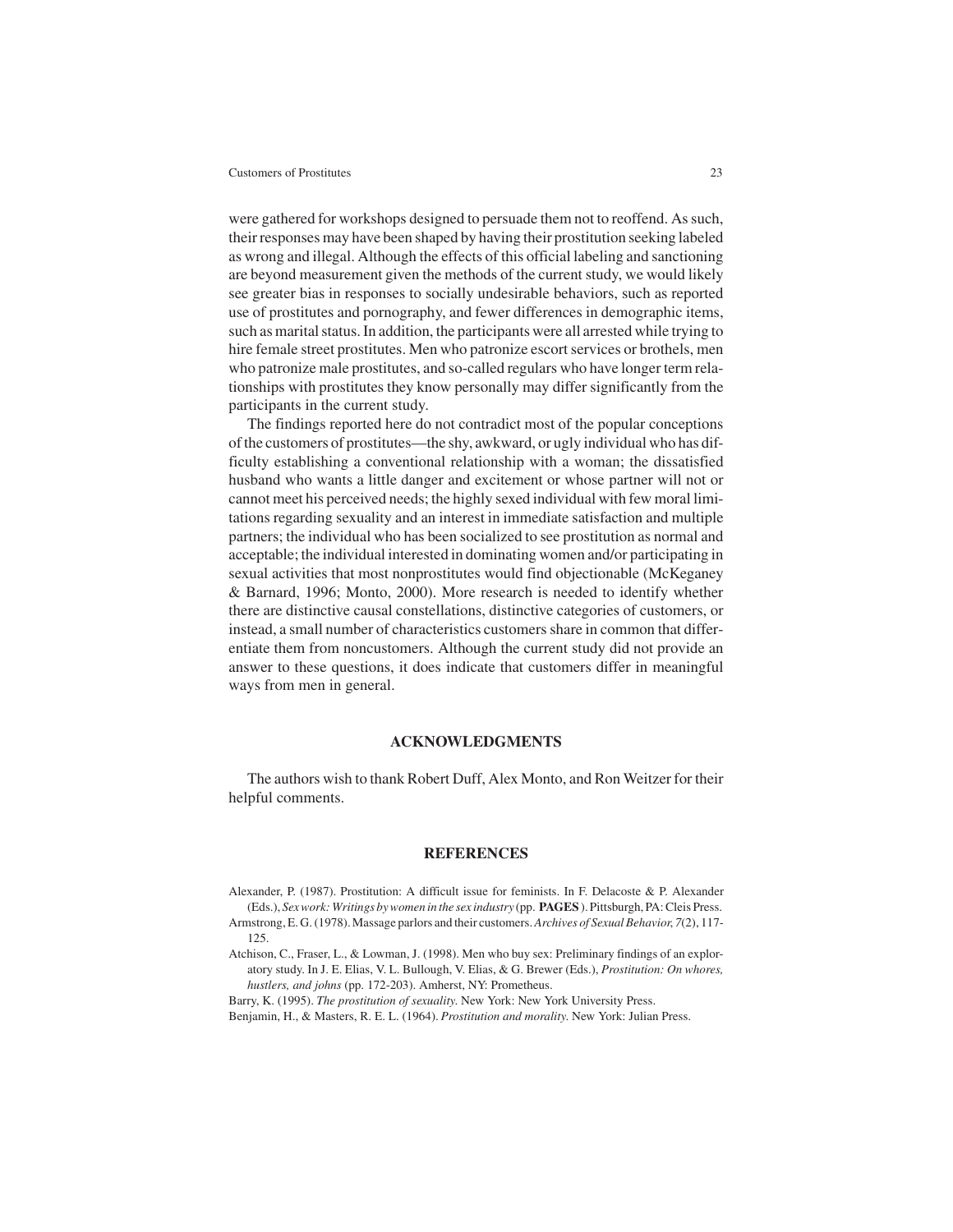were gathered for workshops designed to persuade them not to reoffend. As such, their responses may have been shaped by having their prostitution seeking labeled as wrong and illegal. Although the effects of this official labeling and sanctioning are beyond measurement given the methods of the current study, we would likely see greater bias in responses to socially undesirable behaviors, such as reported use of prostitutes and pornography, and fewer differences in demographic items, such as marital status. In addition, the participants were all arrested while trying to hire female street prostitutes. Men who patronize escort services or brothels, men who patronize male prostitutes, and so-called regulars who have longer term relationships with prostitutes they know personally may differ significantly from the participants in the current study.

The findings reported here do not contradict most of the popular conceptions of the customers of prostitutes—the shy, awkward, or ugly individual who has difficulty establishing a conventional relationship with a woman; the dissatisfied husband who wants a little danger and excitement or whose partner will not or cannot meet his perceived needs; the highly sexed individual with few moral limitations regarding sexuality and an interest in immediate satisfaction and multiple partners; the individual who has been socialized to see prostitution as normal and acceptable; the individual interested in dominating women and/or participating in sexual activities that most nonprostitutes would find objectionable (McKeganey & Barnard, 1996; Monto, 2000). More research is needed to identify whether there are distinctive causal constellations, distinctive categories of customers, or instead, a small number of characteristics customers share in common that differentiate them from noncustomers. Although the current study did not provide an answer to these questions, it does indicate that customers differ in meaningful ways from men in general.

## ACKNOWLEDGMENTS

The authors wish to thank Robert Duff, Alex Monto, and Ron Weitzer for their helpful comments.

## REFERENCES

Alexander, P. (1987). Prostitution: A difficult issue for feminists. In F. Delacoste & P. Alexander (Eds.), *Sex work: Writings by women in the sex industry* (pp. **PAGES**). Pittsburgh, PA: Cleis Press.

Armstrong, E. G. (1978). Massage parlors and their customers. *Archives of Sexual Behavior, 7*(2), 117-125.

Atchison, C., Fraser, L., & Lowman, J. (1998). Men who buy sex: Preliminary findings of an exploratory study. In J. E. Elias, V. L. Bullough, V. Elias, & G. Brewer (Eds.), *Prostitution: On whores, hustlers, and johns* (pp. 172-203). Amherst, NY: Prometheus.

Barry, K. (1995). *The prostitution of sexuality*. New York: New York University Press.

Benjamin, H., & Masters, R. E. L. (1964). *Prostitution and morality*. New York: Julian Press.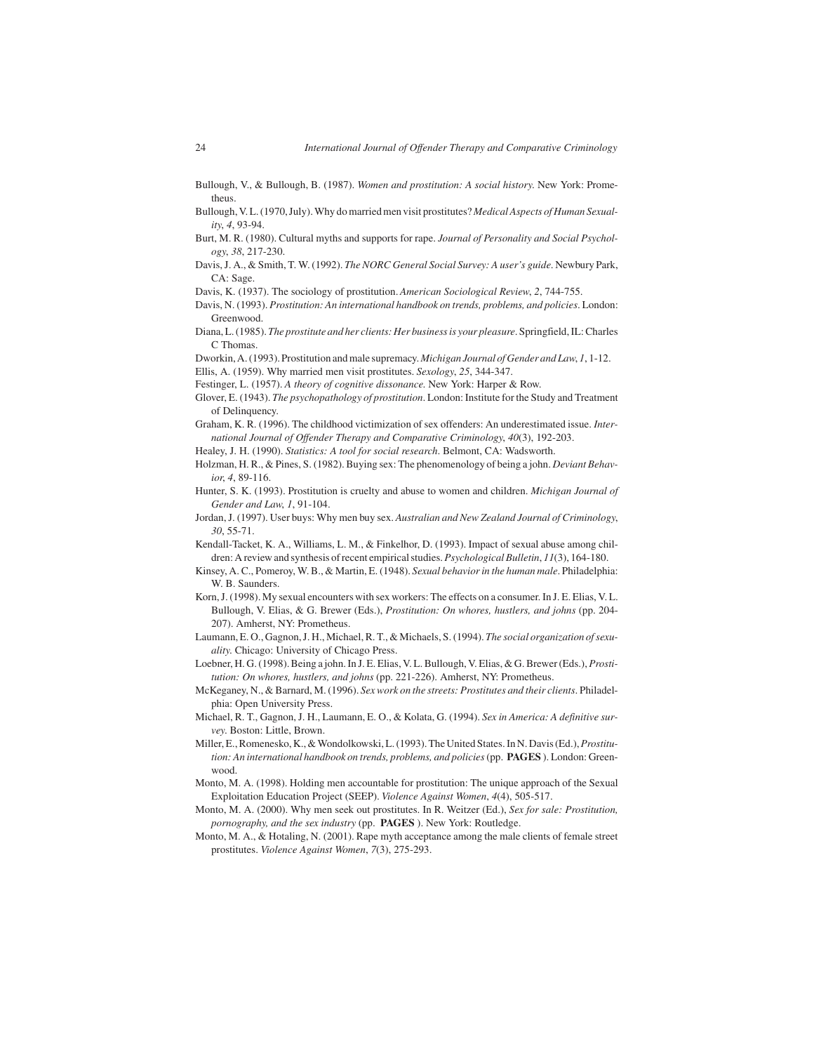Bullough, V., & Bullough, B. (1987). *Women and prostitution: A social history.* New York: Prometheus.

Bullough, V. L. (1970, July). Why do married men visit prostitutes? *Medical Aspects of Human Sexuality*, *4*, 93-94.

Burt, M. R. (1980). Cultural myths and supports for rape. *Journal of Personality and Social Psychology*, *38*, 217-230.

Davis, J. A., & Smith, T. W. (1992). *The NORC General Social Survey: A user's guide.* Newbury Park, CA: Sage.

Davis, K. (1937). The sociology of prostitution. *American Sociological Review*, *2*, 744-755.

Davis, N. (1993). *Prostitution: An international handbook on trends, problems, and policies*. London: Greenwood.

Diana, L. (1985). *The prostitute and her clients: Her business is your pleasure*. Springfield, IL: Charles C Thomas.

Dworkin, A. (1993). Prostitution and male supremacy. *Michigan Journal of Gender and Law*, *1*, 1-12.

Ellis, A. (1959). Why married men visit prostitutes. *Sexology*, *25*, 344-347.

Festinger, L. (1957). *A theory of cognitive dissonance.* New York: Harper & Row.

Glover, E. (1943). *The psychopathology of prostitution*. London: Institute for the Study and Treatment of Delinquency.

Graham, K. R. (1996). The childhood victimization of sex offenders: An underestimated issue. *International Journal of Offender Therapy and Comparative Criminology*, *40*(3), 192-203.

Healey, J. H. (1990). *Statistics: A tool for social research*. Belmont, CA: Wadsworth.

Holzman, H. R., & Pines, S. (1982). Buying sex: The phenomenology of being a john. *Deviant Behavior*, *4*, 89-116.

Hunter, S. K. (1993). Prostitution is cruelty and abuse to women and children. *Michigan Journal of Gender and Law*, *1*, 91-104.

Jordan, J. (1997). User buys: Why men buy sex. *Australian and New Zealand Journal of Criminology*, *30*, 55-71.

Kendall-Tacket, K. A., Williams, L. M., & Finkelhor, D. (1993). Impact of sexual abuse among children: A review and synthesis of recent empirical studies. *Psychological Bulletin*, *11*(3), 164-180.

Kinsey, A. C., Pomeroy, W. B., & Martin, E. (1948). *Sexual behavior in the human male*. Philadelphia: W. B. Saunders.

Korn, J. (1998). My sexual encounters with sex workers: The effects on a consumer. In J. E. Elias, V. L. Bullough, V. Elias, & G. Brewer (Eds.), *Prostitution: On whores, hustlers, and johns* (pp. 204-207). Amherst, NY: Prometheus.

Laumann, E. O., Gagnon, J. H., Michael, R. T., & Michaels, S. (1994). *The social organization of sexuality.* Chicago: University of Chicago Press.

Loebner, H. G. (1998). Being a john. In J. E. Elias, V. L. Bullough, V. Elias, & G. Brewer (Eds.), *Prostitution: On whores, hustlers, and johns* (pp. 221-226). Amherst, NY: Prometheus.

McKeganey, N., & Barnard, M. (1996). *Sex work on the streets: Prostitutes and their clients*. Philadelphia: Open University Press.

Michael, R. T., Gagnon, J. H., Laumann, E. O., & Kolata, G. (1994). *Sex in America: A definitive survey.* Boston: Little, Brown.

Miller, E., Romenesko, K., & Wondolkowski, L. (1993). The United States. In N. Davis (Ed.), *Prostitution: An international handbook on trends, problems, and policies* (pp. **PAGES** ). London: Greenwood.

Monto, M. A. (1998). Holding men accountable for prostitution: The unique approach of the Sexual Exploitation Education Project (SEEP). *Violence Against Women*, *4*(4), 505-517.

Monto, M. A. (2000). Why men seek out prostitutes. In R. Weitzer (Ed.), *Sex for sale: Prostitution, pornography, and the sex industry* (pp. **PAGES** ). New York: Routledge.

Monto, M. A., & Hotaling, N. (2001). Rape myth acceptance among the male clients of female street prostitutes. *Violence Against Women*, *7*(3), 275-293.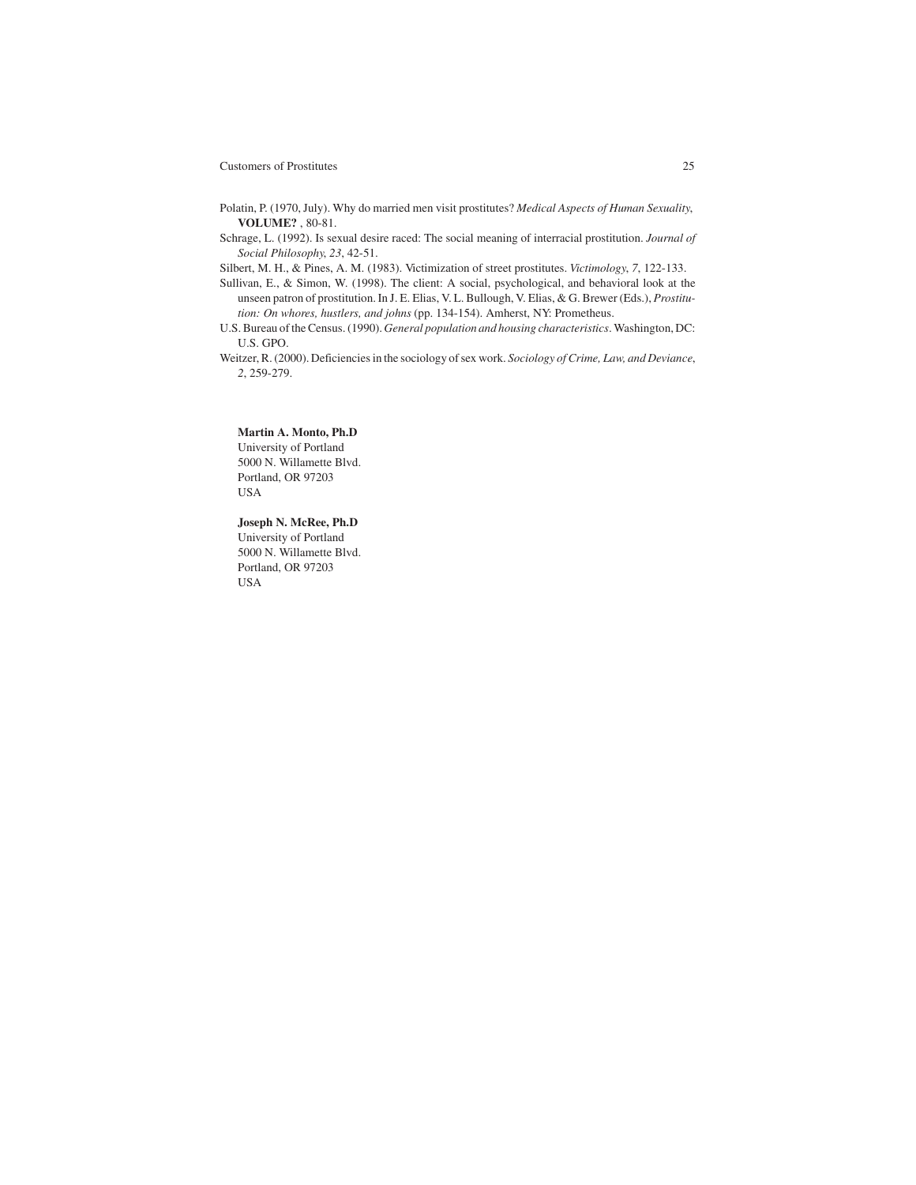Polatin, P. (1970, July). Why do married men visit prostitutes? *Medical Aspects of Human Sexuality*, **VOLUME?** , 80-81.

Schrage, L. (1992). Is sexual desire raced: The social meaning of interracial prostitution. *Journal of Social Philosophy*, *23*, 42-51.

Silbert, M. H., & Pines, A. M. (1983). Victimization of street prostitutes. *Victimology*, *7*, 122-133.

Sullivan, E., & Simon, W. (1998). The client: A social, psychological, and behavioral look at the unseen patron of prostitution. In J. E. Elias, V. L. Bullough, V. Elias, & G. Brewer (Eds.), *Prostitution: On whores, hustlers, and johns* (pp. 134-154). Amherst, NY: Prometheus.

U.S. Bureau of the Census. (1990). *General population and housing characteristics*. Washington, DC: U.S. GPO.

Weitzer, R. (2000). Deficiencies in the sociology of sex work. *Sociology of Crime, Law, and Deviance*, *2*, 259-279.

**Martin A. Monto, Ph.D**
University of Portland
5000 N. Willamette Blvd.
Portland, OR 97203
USA

**Joseph N. McRee, Ph.D**
University of Portland
5000 N. Willamette Blvd.
Portland, OR 97203
USA